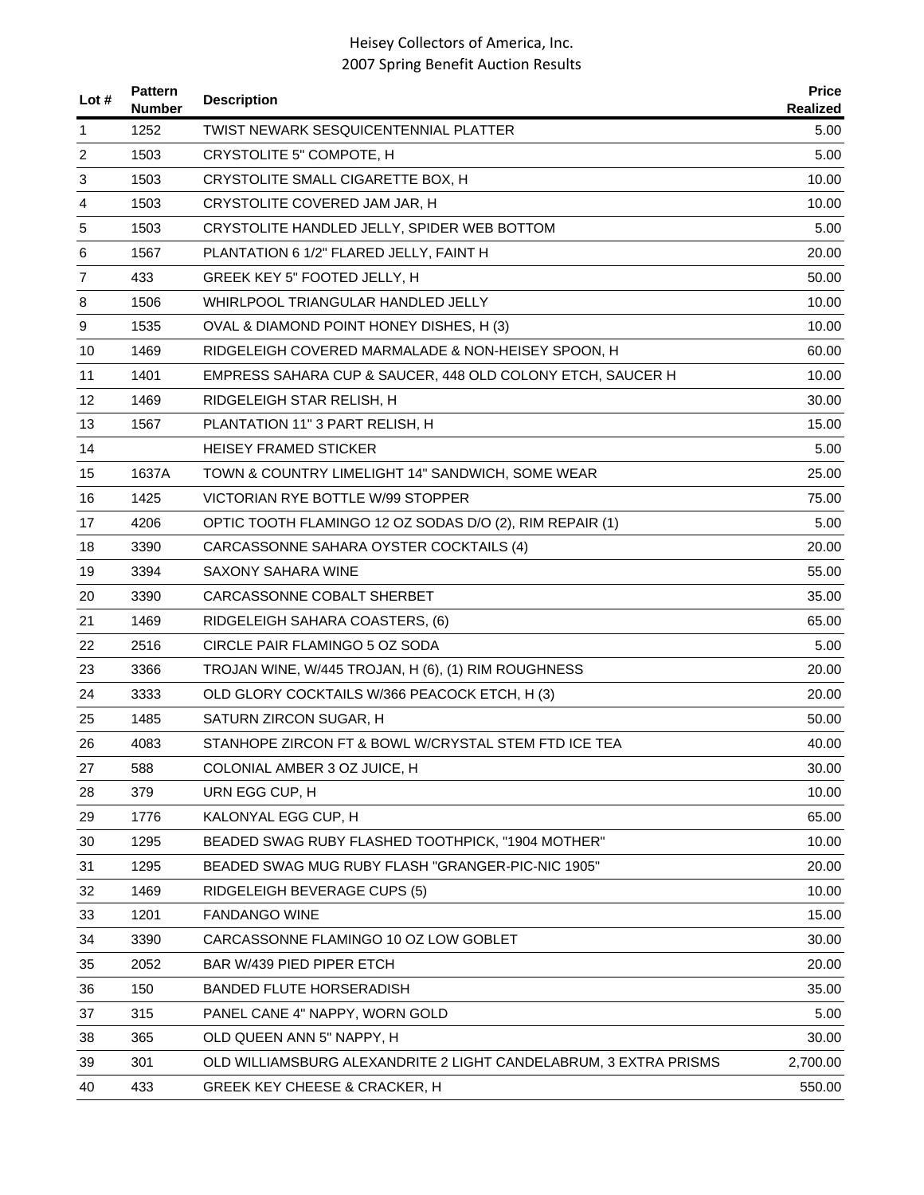# Heisey Collectors of America, Inc.
## 2007 Spring Benefit Auction Results

| Lot # | Pattern Number | Description | Price Realized |
|---|---|---|---|
| 1 | 1252 | TWIST NEWARK SESQUICENTENNIAL PLATTER | 5.00 |
| 2 | 1503 | CRYSTOLITE 5" COMPOTE, H | 5.00 |
| 3 | 1503 | CRYSTOLITE SMALL CIGARETTE BOX, H | 10.00 |
| 4 | 1503 | CRYSTOLITE COVERED JAM JAR, H | 10.00 |
| 5 | 1503 | CRYSTOLITE HANDLED JELLY, SPIDER WEB BOTTOM | 5.00 |
| 6 | 1567 | PLANTATION 6 1/2" FLARED JELLY, FAINT H | 20.00 |
| 7 | 433 | GREEK KEY 5" FOOTED JELLY, H | 50.00 |
| 8 | 1506 | WHIRLPOOL TRIANGULAR HANDLED JELLY | 10.00 |
| 9 | 1535 | OVAL & DIAMOND POINT HONEY DISHES, H (3) | 10.00 |
| 10 | 1469 | RIDGELEIGH COVERED MARMALADE & NON-HEISEY SPOON, H | 60.00 |
| 11 | 1401 | EMPRESS SAHARA CUP & SAUCER, 448 OLD COLONY ETCH, SAUCER H | 10.00 |
| 12 | 1469 | RIDGELEIGH STAR RELISH, H | 30.00 |
| 13 | 1567 | PLANTATION 11" 3 PART RELISH, H | 15.00 |
| 14 | | HEISEY FRAMED STICKER | 5.00 |
| 15 | 1637A | TOWN & COUNTRY LIMELIGHT 14" SANDWICH, SOME WEAR | 25.00 |
| 16 | 1425 | VICTORIAN RYE BOTTLE W/99 STOPPER | 75.00 |
| 17 | 4206 | OPTIC TOOTH FLAMINGO 12 OZ SODAS D/O (2), RIM REPAIR (1) | 5.00 |
| 18 | 3390 | CARCASSONNE SAHARA OYSTER COCKTAILS (4) | 20.00 |
| 19 | 3394 | SAXONY SAHARA WINE | 55.00 |
| 20 | 3390 | CARCASSONNE COBALT SHERBET | 35.00 |
| 21 | 1469 | RIDGELEIGH SAHARA COASTERS, (6) | 65.00 |
| 22 | 2516 | CIRCLE PAIR FLAMINGO 5 OZ SODA | 5.00 |
| 23 | 3366 | TROJAN WINE, W/445 TROJAN, H (6), (1) RIM ROUGHNESS | 20.00 |
| 24 | 3333 | OLD GLORY COCKTAILS W/366 PEACOCK ETCH, H (3) | 20.00 |
| 25 | 1485 | SATURN ZIRCON SUGAR, H | 50.00 |
| 26 | 4083 | STANHOPE ZIRCON FT & BOWL W/CRYSTAL STEM FTD ICE TEA | 40.00 |
| 27 | 588 | COLONIAL AMBER 3 OZ JUICE, H | 30.00 |
| 28 | 379 | URN EGG CUP, H | 10.00 |
| 29 | 1776 | KALONYAL EGG CUP, H | 65.00 |
| 30 | 1295 | BEADED SWAG RUBY FLASHED TOOTHPICK, "1904 MOTHER" | 10.00 |
| 31 | 1295 | BEADED SWAG MUG RUBY FLASH "GRANGER-PIC-NIC 1905" | 20.00 |
| 32 | 1469 | RIDGELEIGH BEVERAGE CUPS (5) | 10.00 |
| 33 | 1201 | FANDANGO WINE | 15.00 |
| 34 | 3390 | CARCASSONNE FLAMINGO 10 OZ LOW GOBLET | 30.00 |
| 35 | 2052 | BAR W/439 PIED PIPER ETCH | 20.00 |
| 36 | 150 | BANDED FLUTE HORSERADISH | 35.00 |
| 37 | 315 | PANEL CANE 4" NAPPY, WORN GOLD | 5.00 |
| 38 | 365 | OLD QUEEN ANN 5" NAPPY, H | 30.00 |
| 39 | 301 | OLD WILLIAMSBURG ALEXANDRITE 2 LIGHT CANDELABRUM, 3 EXTRA PRISMS | 2,700.00 |
| 40 | 433 | GREEK KEY CHEESE & CRACKER, H | 550.00 |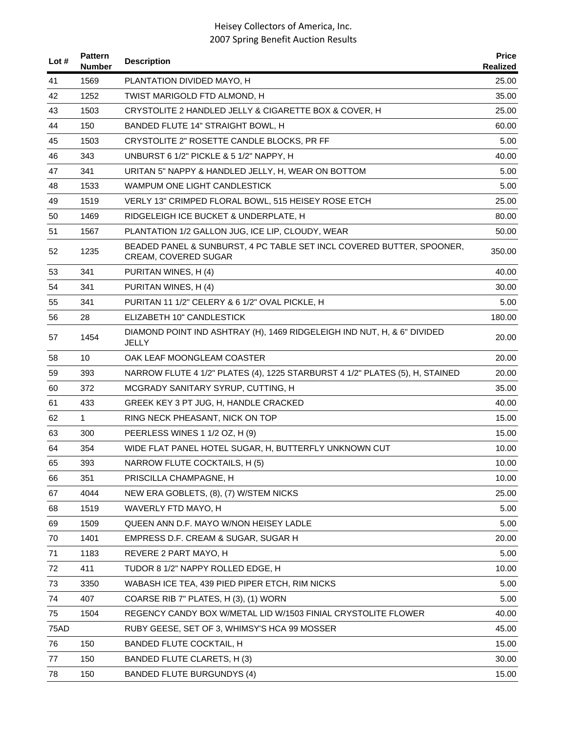Heisey Collectors of America, Inc.
2007 Spring Benefit Auction Results

| Lot # | Pattern Number | Description | Price Realized |
|---|---|---|---|
| 41 | 1569 | PLANTATION DIVIDED MAYO, H | 25.00 |
| 42 | 1252 | TWIST MARIGOLD FTD ALMOND, H | 35.00 |
| 43 | 1503 | CRYSTOLITE 2 HANDLED JELLY & CIGARETTE BOX & COVER, H | 25.00 |
| 44 | 150 | BANDED FLUTE 14" STRAIGHT BOWL, H | 60.00 |
| 45 | 1503 | CRYSTOLITE 2" ROSETTE CANDLE BLOCKS, PR FF | 5.00 |
| 46 | 343 | UNBURST 6 1/2" PICKLE & 5 1/2" NAPPY, H | 40.00 |
| 47 | 341 | URITAN 5" NAPPY & HANDLED JELLY, H, WEAR ON BOTTOM | 5.00 |
| 48 | 1533 | WAMPUM ONE LIGHT CANDLESTICK | 5.00 |
| 49 | 1519 | VERLY 13" CRIMPED FLORAL BOWL, 515 HEISEY ROSE ETCH | 25.00 |
| 50 | 1469 | RIDGELEIGH ICE BUCKET & UNDERPLATE, H | 80.00 |
| 51 | 1567 | PLANTATION 1/2 GALLON JUG, ICE LIP, CLOUDY, WEAR | 50.00 |
| 52 | 1235 | BEADED PANEL & SUNBURST, 4 PC TABLE SET INCL COVERED BUTTER, SPOONER, CREAM, COVERED SUGAR | 350.00 |
| 53 | 341 | PURITAN WINES, H (4) | 40.00 |
| 54 | 341 | PURITAN WINES, H (4) | 30.00 |
| 55 | 341 | PURITAN 11 1/2" CELERY & 6 1/2" OVAL PICKLE, H | 5.00 |
| 56 | 28 | ELIZABETH 10" CANDLESTICK | 180.00 |
| 57 | 1454 | DIAMOND POINT IND ASHTRAY (H), 1469 RIDGELEIGH IND NUT, H, & 6" DIVIDED JELLY | 20.00 |
| 58 | 10 | OAK LEAF MOONGLEAM COASTER | 20.00 |
| 59 | 393 | NARROW FLUTE 4 1/2" PLATES (4), 1225 STARBURST 4 1/2" PLATES (5), H, STAINED | 20.00 |
| 60 | 372 | MCGRADY SANITARY SYRUP, CUTTING, H | 35.00 |
| 61 | 433 | GREEK KEY 3 PT JUG, H, HANDLE CRACKED | 40.00 |
| 62 | 1 | RING NECK PHEASANT, NICK ON TOP | 15.00 |
| 63 | 300 | PEERLESS WINES 1 1/2 OZ, H (9) | 15.00 |
| 64 | 354 | WIDE FLAT PANEL HOTEL SUGAR, H, BUTTERFLY UNKNOWN CUT | 10.00 |
| 65 | 393 | NARROW FLUTE COCKTAILS, H (5) | 10.00 |
| 66 | 351 | PRISCILLA CHAMPAGNE, H | 10.00 |
| 67 | 4044 | NEW ERA GOBLETS, (8), (7) W/STEM NICKS | 25.00 |
| 68 | 1519 | WAVERLY FTD MAYO, H | 5.00 |
| 69 | 1509 | QUEEN ANN D.F. MAYO W/NON HEISEY LADLE | 5.00 |
| 70 | 1401 | EMPRESS D.F. CREAM & SUGAR, SUGAR H | 20.00 |
| 71 | 1183 | REVERE 2 PART MAYO, H | 5.00 |
| 72 | 411 | TUDOR 8 1/2" NAPPY ROLLED EDGE, H | 10.00 |
| 73 | 3350 | WABASH ICE TEA, 439 PIED PIPER ETCH, RIM NICKS | 5.00 |
| 74 | 407 | COARSE RIB 7" PLATES, H (3), (1) WORN | 5.00 |
| 75 | 1504 | REGENCY CANDY BOX W/METAL LID W/1503 FINIAL CRYSTOLITE FLOWER | 40.00 |
| 75AD | | RUBY GEESE, SET OF 3, WHIMSY'S HCA 99 MOSSER | 45.00 |
| 76 | 150 | BANDED FLUTE COCKTAIL, H | 15.00 |
| 77 | 150 | BANDED FLUTE CLARETS, H (3) | 30.00 |
| 78 | 150 | BANDED FLUTE BURGUNDYS (4) | 15.00 |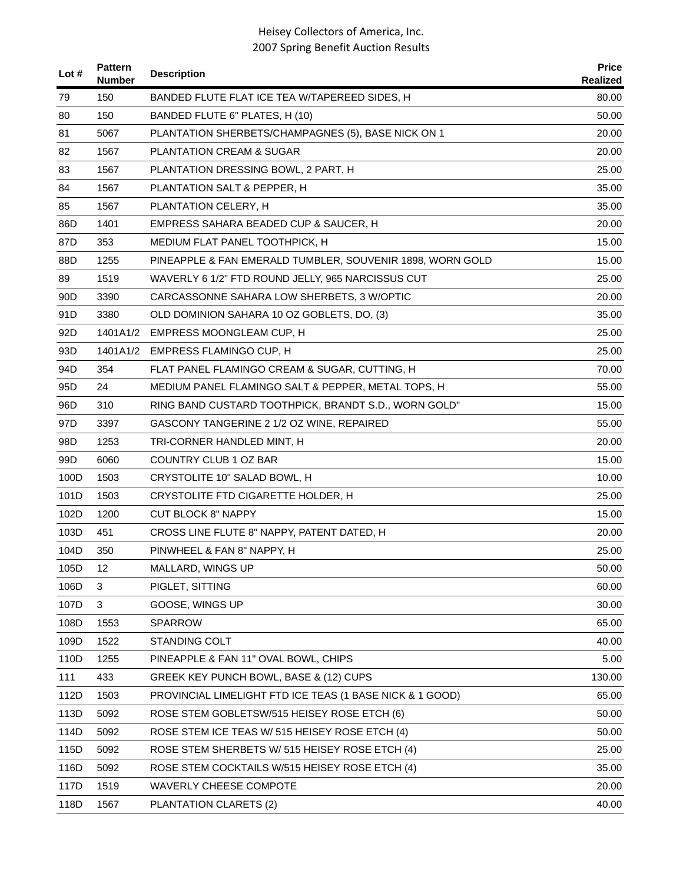| Lot # | Pattern Number | Description | Price Realized |
|---|---|---|---|
| 79 | 150 | BANDED FLUTE FLAT ICE TEA W/TAPEREED SIDES, H | 80.00 |
| 80 | 150 | BANDED FLUTE 6" PLATES, H (10) | 50.00 |
| 81 | 5067 | PLANTATION SHERBETS/CHAMPAGNES (5), BASE NICK ON 1 | 20.00 |
| 82 | 1567 | PLANTATION CREAM & SUGAR | 20.00 |
| 83 | 1567 | PLANTATION DRESSING BOWL, 2 PART, H | 25.00 |
| 84 | 1567 | PLANTATION SALT & PEPPER, H | 35.00 |
| 85 | 1567 | PLANTATION CELERY, H | 35.00 |
| 86D | 1401 | EMPRESS SAHARA BEADED CUP & SAUCER, H | 20.00 |
| 87D | 353 | MEDIUM FLAT PANEL TOOTHPICK, H | 15.00 |
| 88D | 1255 | PINEAPPLE & FAN EMERALD TUMBLER, SOUVENIR 1898, WORN GOLD | 15.00 |
| 89 | 1519 | WAVERLY 6 1/2" FTD ROUND JELLY, 965 NARCISSUS CUT | 25.00 |
| 90D | 3390 | CARCASSONNE SAHARA LOW SHERBETS, 3 W/OPTIC | 20.00 |
| 91D | 3380 | OLD DOMINION SAHARA 10 OZ GOBLETS, DO, (3) | 35.00 |
| 92D | 1401A1/2 | EMPRESS MOONGLEAM CUP, H | 25.00 |
| 93D | 1401A1/2 | EMPRESS FLAMINGO CUP, H | 25.00 |
| 94D | 354 | FLAT PANEL FLAMINGO CREAM & SUGAR, CUTTING, H | 70.00 |
| 95D | 24 | MEDIUM PANEL FLAMINGO SALT & PEPPER, METAL TOPS, H | 55.00 |
| 96D | 310 | RING BAND CUSTARD TOOTHPICK, BRANDT S.D., WORN GOLD" | 15.00 |
| 97D | 3397 | GASCONY TANGERINE 2 1/2 OZ WINE, REPAIRED | 55.00 |
| 98D | 1253 | TRI-CORNER HANDLED MINT, H | 20.00 |
| 99D | 6060 | COUNTRY CLUB 1 OZ BAR | 15.00 |
| 100D | 1503 | CRYSTOLITE 10" SALAD BOWL, H | 10.00 |
| 101D | 1503 | CRYSTOLITE FTD CIGARETTE HOLDER, H | 25.00 |
| 102D | 1200 | CUT BLOCK 8" NAPPY | 15.00 |
| 103D | 451 | CROSS LINE FLUTE 8" NAPPY, PATENT DATED, H | 20.00 |
| 104D | 350 | PINWHEEL & FAN 8" NAPPY, H | 25.00 |
| 105D | 12 | MALLARD, WINGS UP | 50.00 |
| 106D | 3 | PIGLET, SITTING | 60.00 |
| 107D | 3 | GOOSE, WINGS UP | 30.00 |
| 108D | 1553 | SPARROW | 65.00 |
| 109D | 1522 | STANDING COLT | 40.00 |
| 110D | 1255 | PINEAPPLE & FAN 11" OVAL BOWL, CHIPS | 5.00 |
| 111 | 433 | GREEK KEY PUNCH BOWL, BASE & (12) CUPS | 130.00 |
| 112D | 1503 | PROVINCIAL LIMELIGHT FTD ICE TEAS (1 BASE NICK & 1 GOOD) | 65.00 |
| 113D | 5092 | ROSE STEM GOBLETSW/515 HEISEY ROSE ETCH (6) | 50.00 |
| 114D | 5092 | ROSE STEM ICE TEAS W/ 515 HEISEY ROSE ETCH (4) | 50.00 |
| 115D | 5092 | ROSE STEM SHERBETS W/ 515 HEISEY ROSE ETCH (4) | 25.00 |
| 116D | 5092 | ROSE STEM COCKTAILS W/515 HEISEY ROSE ETCH (4) | 35.00 |
| 117D | 1519 | WAVERLY CHEESE COMPOTE | 20.00 |
| 118D | 1567 | PLANTATION CLARETS (2) | 40.00 |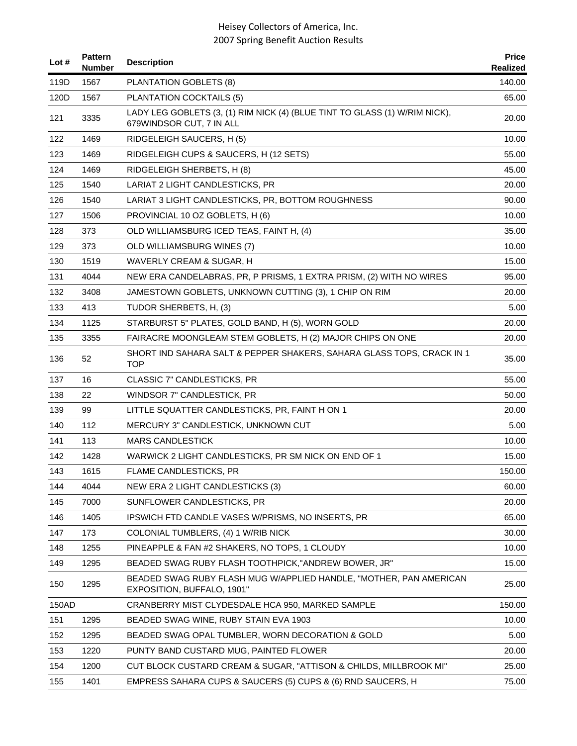| Lot # | Pattern Number | Description | Price Realized |
|---|---|---|---|
| 119D | 1567 | PLANTATION GOBLETS (8) | 140.00 |
| 120D | 1567 | PLANTATION COCKTAILS (5) | 65.00 |
| 121 | 3335 | LADY LEG GOBLETS (3, (1) RIM NICK (4) (BLUE TINT TO GLASS (1) W/RIM NICK), 679WINDSOR CUT, 7 IN ALL | 20.00 |
| 122 | 1469 | RIDGELEIGH SAUCERS, H (5) | 10.00 |
| 123 | 1469 | RIDGELEIGH CUPS & SAUCERS, H (12 SETS) | 55.00 |
| 124 | 1469 | RIDGELEIGH SHERBETS, H (8) | 45.00 |
| 125 | 1540 | LARIAT 2 LIGHT CANDLESTICKS, PR | 20.00 |
| 126 | 1540 | LARIAT 3 LIGHT CANDLESTICKS, PR, BOTTOM ROUGHNESS | 90.00 |
| 127 | 1506 | PROVINCIAL 10 OZ GOBLETS, H (6) | 10.00 |
| 128 | 373 | OLD WILLIAMSBURG ICED TEAS, FAINT H, (4) | 35.00 |
| 129 | 373 | OLD WILLIAMSBURG WINES (7) | 10.00 |
| 130 | 1519 | WAVERLY CREAM & SUGAR, H | 15.00 |
| 131 | 4044 | NEW ERA CANDELABRAS, PR, P PRISMS, 1 EXTRA PRISM, (2) WITH NO WIRES | 95.00 |
| 132 | 3408 | JAMESTOWN GOBLETS, UNKNOWN CUTTING (3), 1 CHIP ON RIM | 20.00 |
| 133 | 413 | TUDOR SHERBETS, H, (3) | 5.00 |
| 134 | 1125 | STARBURST 5" PLATES, GOLD BAND, H (5), WORN GOLD | 20.00 |
| 135 | 3355 | FAIRACRE MOONGLEAM STEM GOBLETS, H (2) MAJOR CHIPS ON ONE | 20.00 |
| 136 | 52 | SHORT IND SAHARA SALT & PEPPER SHAKERS, SAHARA GLASS TOPS, CRACK IN 1 TOP | 35.00 |
| 137 | 16 | CLASSIC 7" CANDLESTICKS, PR | 55.00 |
| 138 | 22 | WINDSOR 7" CANDLESTICK, PR | 50.00 |
| 139 | 99 | LITTLE SQUATTER CANDLESTICKS, PR, FAINT H ON 1 | 20.00 |
| 140 | 112 | MERCURY 3" CANDLESTICK, UNKNOWN CUT | 5.00 |
| 141 | 113 | MARS CANDLESTICK | 10.00 |
| 142 | 1428 | WARWICK 2 LIGHT CANDLESTICKS, PR SM NICK ON END OF 1 | 15.00 |
| 143 | 1615 | FLAME CANDLESTICKS, PR | 150.00 |
| 144 | 4044 | NEW ERA 2 LIGHT CANDLESTICKS (3) | 60.00 |
| 145 | 7000 | SUNFLOWER CANDLESTICKS, PR | 20.00 |
| 146 | 1405 | IPSWICH FTD CANDLE VASES W/PRISMS, NO INSERTS, PR | 65.00 |
| 147 | 173 | COLONIAL TUMBLERS, (4) 1 W/RIB NICK | 30.00 |
| 148 | 1255 | PINEAPPLE & FAN #2 SHAKERS, NO TOPS, 1 CLOUDY | 10.00 |
| 149 | 1295 | BEADED SWAG RUBY FLASH TOOTHPICK,"ANDREW BOWER, JR" | 15.00 |
| 150 | 1295 | BEADED SWAG RUBY FLASH MUG W/APPLIED HANDLE, "MOTHER, PAN AMERICAN EXPOSITION, BUFFALO, 1901" | 25.00 |
| 150AD | | CRANBERRY MIST CLYDESDALE HCA 950, MARKED SAMPLE | 150.00 |
| 151 | 1295 | BEADED SWAG WINE, RUBY STAIN EVA 1903 | 10.00 |
| 152 | 1295 | BEADED SWAG OPAL TUMBLER, WORN DECORATION & GOLD | 5.00 |
| 153 | 1220 | PUNTY BAND CUSTARD MUG, PAINTED FLOWER | 20.00 |
| 154 | 1200 | CUT BLOCK CUSTARD CREAM & SUGAR, "ATTISON & CHILDS, MILLBROOK MI" | 25.00 |
| 155 | 1401 | EMPRESS SAHARA CUPS & SAUCERS (5) CUPS & (6) RND SAUCERS, H | 75.00 |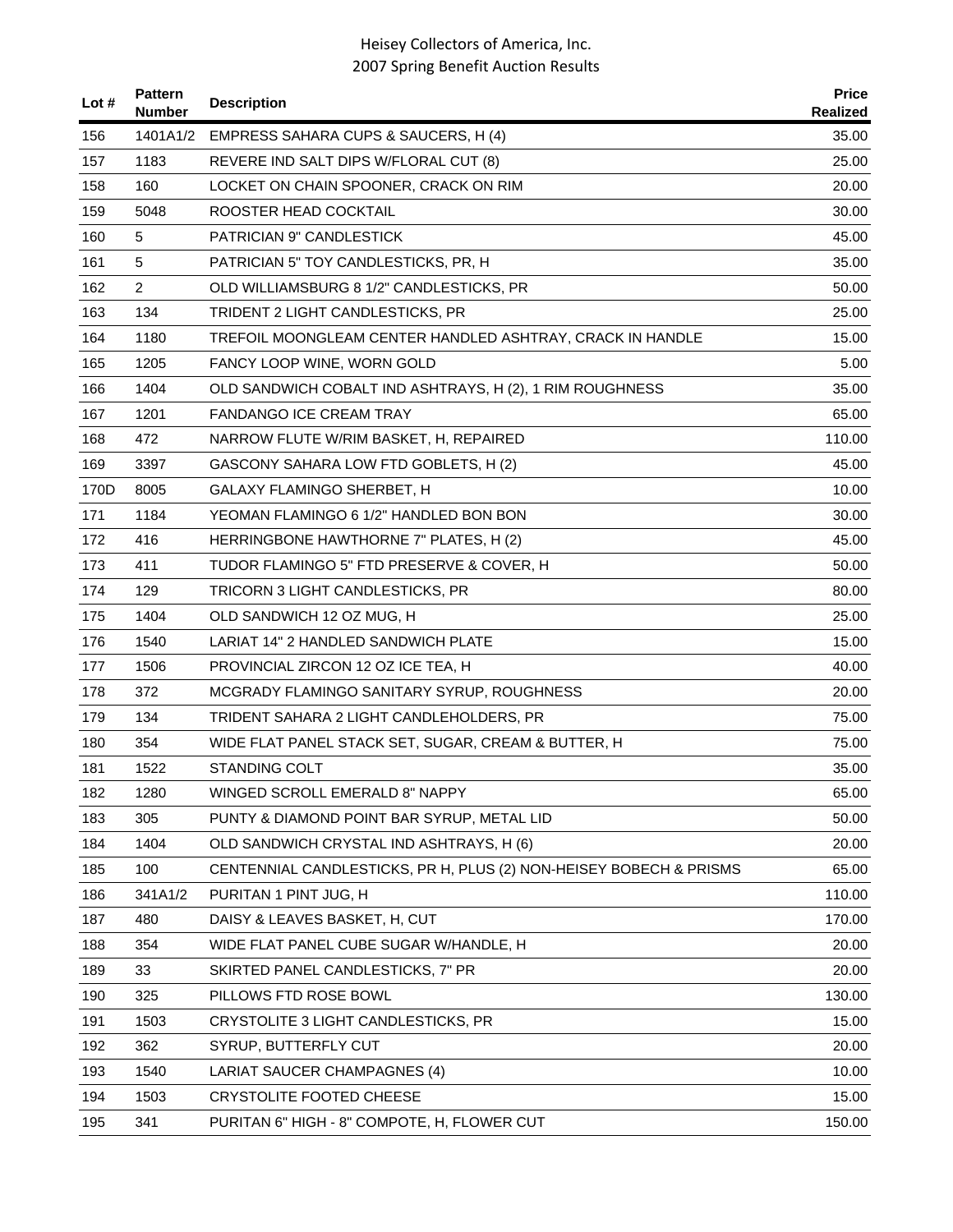| Lot # | Pattern Number | Description | Price Realized |
|---|---|---|---|
| 156 | 1401A1/2 | EMPRESS SAHARA CUPS & SAUCERS, H (4) | 35.00 |
| 157 | 1183 | REVERE IND SALT DIPS W/FLORAL CUT (8) | 25.00 |
| 158 | 160 | LOCKET ON CHAIN SPOONER, CRACK ON RIM | 20.00 |
| 159 | 5048 | ROOSTER HEAD COCKTAIL | 30.00 |
| 160 | 5 | PATRICIAN 9" CANDLESTICK | 45.00 |
| 161 | 5 | PATRICIAN 5" TOY CANDLESTICKS, PR, H | 35.00 |
| 162 | 2 | OLD WILLIAMSBURG 8 1/2" CANDLESTICKS, PR | 50.00 |
| 163 | 134 | TRIDENT 2 LIGHT CANDLESTICKS, PR | 25.00 |
| 164 | 1180 | TREFOIL MOONGLEAM CENTER HANDLED ASHTRAY, CRACK IN HANDLE | 15.00 |
| 165 | 1205 | FANCY LOOP WINE, WORN GOLD | 5.00 |
| 166 | 1404 | OLD SANDWICH COBALT IND ASHTRAYS, H (2), 1 RIM ROUGHNESS | 35.00 |
| 167 | 1201 | FANDANGO ICE CREAM TRAY | 65.00 |
| 168 | 472 | NARROW FLUTE W/RIM BASKET, H, REPAIRED | 110.00 |
| 169 | 3397 | GASCONY SAHARA LOW FTD GOBLETS, H (2) | 45.00 |
| 170D | 8005 | GALAXY FLAMINGO SHERBET, H | 10.00 |
| 171 | 1184 | YEOMAN FLAMINGO 6 1/2" HANDLED BON BON | 30.00 |
| 172 | 416 | HERRINGBONE HAWTHORNE 7" PLATES, H (2) | 45.00 |
| 173 | 411 | TUDOR FLAMINGO 5" FTD PRESERVE & COVER, H | 50.00 |
| 174 | 129 | TRICORN 3 LIGHT CANDLESTICKS, PR | 80.00 |
| 175 | 1404 | OLD SANDWICH 12 OZ MUG, H | 25.00 |
| 176 | 1540 | LARIAT 14" 2 HANDLED SANDWICH PLATE | 15.00 |
| 177 | 1506 | PROVINCIAL ZIRCON 12 OZ ICE TEA, H | 40.00 |
| 178 | 372 | MCGRADY FLAMINGO SANITARY SYRUP, ROUGHNESS | 20.00 |
| 179 | 134 | TRIDENT SAHARA 2 LIGHT CANDLEHOLDERS, PR | 75.00 |
| 180 | 354 | WIDE FLAT PANEL STACK SET, SUGAR, CREAM & BUTTER, H | 75.00 |
| 181 | 1522 | STANDING COLT | 35.00 |
| 182 | 1280 | WINGED SCROLL EMERALD 8" NAPPY | 65.00 |
| 183 | 305 | PUNTY & DIAMOND POINT BAR SYRUP, METAL LID | 50.00 |
| 184 | 1404 | OLD SANDWICH CRYSTAL IND ASHTRAYS, H (6) | 20.00 |
| 185 | 100 | CENTENNIAL CANDLESTICKS, PR H, PLUS (2) NON-HEISEY BOBECH & PRISMS | 65.00 |
| 186 | 341A1/2 | PURITAN 1 PINT JUG, H | 110.00 |
| 187 | 480 | DAISY & LEAVES BASKET, H, CUT | 170.00 |
| 188 | 354 | WIDE FLAT PANEL CUBE SUGAR W/HANDLE, H | 20.00 |
| 189 | 33 | SKIRTED PANEL CANDLESTICKS, 7" PR | 20.00 |
| 190 | 325 | PILLOWS FTD ROSE BOWL | 130.00 |
| 191 | 1503 | CRYSTOLITE 3 LIGHT CANDLESTICKS, PR | 15.00 |
| 192 | 362 | SYRUP, BUTTERFLY CUT | 20.00 |
| 193 | 1540 | LARIAT SAUCER CHAMPAGNES (4) | 10.00 |
| 194 | 1503 | CRYSTOLITE FOOTED CHEESE | 15.00 |
| 195 | 341 | PURITAN 6" HIGH - 8" COMPOTE, H, FLOWER CUT | 150.00 |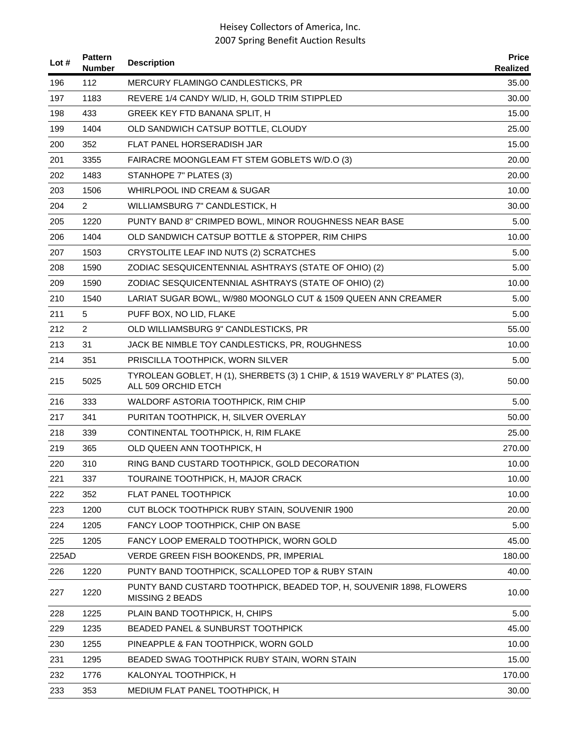| Lot # | Pattern Number | Description | Price Realized |
|---|---|---|---|
| 196 | 112 | MERCURY FLAMINGO CANDLESTICKS, PR | 35.00 |
| 197 | 1183 | REVERE 1/4 CANDY W/LID, H, GOLD TRIM STIPPLED | 30.00 |
| 198 | 433 | GREEK KEY FTD BANANA SPLIT, H | 15.00 |
| 199 | 1404 | OLD SANDWICH CATSUP BOTTLE, CLOUDY | 25.00 |
| 200 | 352 | FLAT PANEL HORSERADISH JAR | 15.00 |
| 201 | 3355 | FAIRACRE MOONGLEAM FT STEM GOBLETS W/D.O (3) | 20.00 |
| 202 | 1483 | STANHOPE 7" PLATES (3) | 20.00 |
| 203 | 1506 | WHIRLPOOL IND CREAM & SUGAR | 10.00 |
| 204 | 2 | WILLIAMSBURG 7" CANDLESTICK, H | 30.00 |
| 205 | 1220 | PUNTY BAND 8" CRIMPED BOWL, MINOR ROUGHNESS NEAR BASE | 5.00 |
| 206 | 1404 | OLD SANDWICH CATSUP BOTTLE & STOPPER, RIM CHIPS | 10.00 |
| 207 | 1503 | CRYSTOLITE LEAF IND NUTS (2) SCRATCHES | 5.00 |
| 208 | 1590 | ZODIAC SESQUICENTENNIAL ASHTRAYS (STATE OF OHIO) (2) | 5.00 |
| 209 | 1590 | ZODIAC SESQUICENTENNIAL ASHTRAYS (STATE OF OHIO) (2) | 10.00 |
| 210 | 1540 | LARIAT SUGAR BOWL, W/980 MOONGLO CUT & 1509 QUEEN ANN CREAMER | 5.00 |
| 211 | 5 | PUFF BOX, NO LID, FLAKE | 5.00 |
| 212 | 2 | OLD WILLIAMSBURG 9" CANDLESTICKS, PR | 55.00 |
| 213 | 31 | JACK BE NIMBLE TOY CANDLESTICKS, PR, ROUGHNESS | 10.00 |
| 214 | 351 | PRISCILLA TOOTHPICK, WORN SILVER | 5.00 |
| 215 | 5025 | TYROLEAN GOBLET, H (1), SHERBETS (3) 1 CHIP, & 1519 WAVERLY 8" PLATES (3), ALL 509 ORCHID ETCH | 50.00 |
| 216 | 333 | WALDORF ASTORIA TOOTHPICK, RIM CHIP | 5.00 |
| 217 | 341 | PURITAN TOOTHPICK, H, SILVER OVERLAY | 50.00 |
| 218 | 339 | CONTINENTAL TOOTHPICK, H, RIM FLAKE | 25.00 |
| 219 | 365 | OLD QUEEN ANN TOOTHPICK, H | 270.00 |
| 220 | 310 | RING BAND CUSTARD TOOTHPICK, GOLD DECORATION | 10.00 |
| 221 | 337 | TOURAINE TOOTHPICK, H, MAJOR CRACK | 10.00 |
| 222 | 352 | FLAT PANEL TOOTHPICK | 10.00 |
| 223 | 1200 | CUT BLOCK TOOTHPICK RUBY STAIN, SOUVENIR 1900 | 20.00 |
| 224 | 1205 | FANCY LOOP TOOTHPICK, CHIP ON BASE | 5.00 |
| 225 | 1205 | FANCY LOOP EMERALD TOOTHPICK, WORN GOLD | 45.00 |
| 225AD | | VERDE GREEN FISH BOOKENDS, PR, IMPERIAL | 180.00 |
| 226 | 1220 | PUNTY BAND TOOTHPICK, SCALLOPED TOP & RUBY STAIN | 40.00 |
| 227 | 1220 | PUNTY BAND CUSTARD TOOTHPICK, BEADED TOP, H, SOUVENIR 1898, FLOWERS MISSING 2 BEADS | 10.00 |
| 228 | 1225 | PLAIN BAND TOOTHPICK, H, CHIPS | 5.00 |
| 229 | 1235 | BEADED PANEL & SUNBURST TOOTHPICK | 45.00 |
| 230 | 1255 | PINEAPPLE & FAN TOOTHPICK, WORN GOLD | 10.00 |
| 231 | 1295 | BEADED SWAG TOOTHPICK RUBY STAIN, WORN STAIN | 15.00 |
| 232 | 1776 | KALONYAL TOOTHPICK, H | 170.00 |
| 233 | 353 | MEDIUM FLAT PANEL TOOTHPICK, H | 30.00 |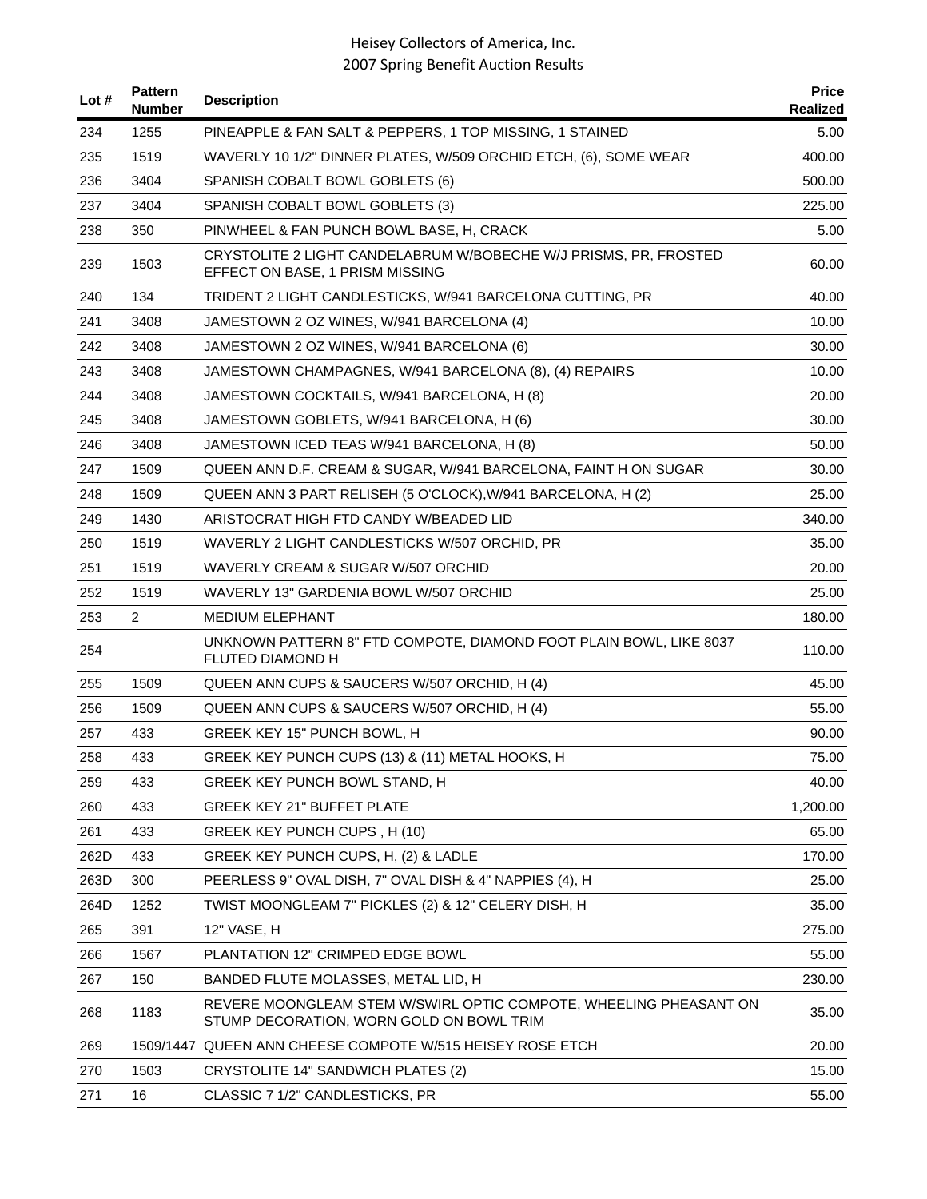| Lot # | Pattern Number | Description | Price Realized |
|---|---|---|---|
| 234 | 1255 | PINEAPPLE & FAN SALT & PEPPERS, 1 TOP MISSING, 1 STAINED | 5.00 |
| 235 | 1519 | WAVERLY 10 1/2" DINNER PLATES, W/509 ORCHID ETCH, (6), SOME WEAR | 400.00 |
| 236 | 3404 | SPANISH COBALT BOWL GOBLETS (6) | 500.00 |
| 237 | 3404 | SPANISH COBALT BOWL GOBLETS (3) | 225.00 |
| 238 | 350 | PINWHEEL & FAN PUNCH BOWL BASE, H, CRACK | 5.00 |
| 239 | 1503 | CRYSTOLITE 2 LIGHT CANDELABRUM W/BOBECHE W/J PRISMS, PR, FROSTED EFFECT ON BASE, 1 PRISM MISSING | 60.00 |
| 240 | 134 | TRIDENT 2 LIGHT CANDLESTICKS, W/941 BARCELONA CUTTING, PR | 40.00 |
| 241 | 3408 | JAMESTOWN 2 OZ WINES, W/941 BARCELONA (4) | 10.00 |
| 242 | 3408 | JAMESTOWN 2 OZ WINES, W/941 BARCELONA (6) | 30.00 |
| 243 | 3408 | JAMESTOWN CHAMPAGNES, W/941 BARCELONA (8), (4) REPAIRS | 10.00 |
| 244 | 3408 | JAMESTOWN COCKTAILS, W/941 BARCELONA, H (8) | 20.00 |
| 245 | 3408 | JAMESTOWN GOBLETS, W/941 BARCELONA, H (6) | 30.00 |
| 246 | 3408 | JAMESTOWN ICED TEAS W/941 BARCELONA, H (8) | 50.00 |
| 247 | 1509 | QUEEN ANN D.F. CREAM & SUGAR, W/941 BARCELONA, FAINT H ON SUGAR | 30.00 |
| 248 | 1509 | QUEEN ANN 3 PART RELISEH (5 O'CLOCK),W/941 BARCELONA, H (2) | 25.00 |
| 249 | 1430 | ARISTOCRAT HIGH FTD CANDY W/BEADED LID | 340.00 |
| 250 | 1519 | WAVERLY 2 LIGHT CANDLESTICKS W/507 ORCHID, PR | 35.00 |
| 251 | 1519 | WAVERLY CREAM & SUGAR W/507 ORCHID | 20.00 |
| 252 | 1519 | WAVERLY 13" GARDENIA BOWL W/507 ORCHID | 25.00 |
| 253 | 2 | MEDIUM ELEPHANT | 180.00 |
| 254 | | UNKNOWN PATTERN 8" FTD COMPOTE, DIAMOND FOOT PLAIN BOWL, LIKE 8037 FLUTED DIAMOND H | 110.00 |
| 255 | 1509 | QUEEN ANN CUPS & SAUCERS W/507 ORCHID, H (4) | 45.00 |
| 256 | 1509 | QUEEN ANN CUPS & SAUCERS W/507 ORCHID, H (4) | 55.00 |
| 257 | 433 | GREEK KEY 15" PUNCH BOWL, H | 90.00 |
| 258 | 433 | GREEK KEY PUNCH CUPS (13) & (11) METAL HOOKS, H | 75.00 |
| 259 | 433 | GREEK KEY PUNCH BOWL STAND, H | 40.00 |
| 260 | 433 | GREEK KEY 21" BUFFET PLATE | 1,200.00 |
| 261 | 433 | GREEK KEY PUNCH CUPS , H (10) | 65.00 |
| 262D | 433 | GREEK KEY PUNCH CUPS, H, (2) & LADLE | 170.00 |
| 263D | 300 | PEERLESS 9" OVAL DISH, 7" OVAL DISH & 4" NAPPIES (4), H | 25.00 |
| 264D | 1252 | TWIST MOONGLEAM 7" PICKLES (2) & 12" CELERY DISH, H | 35.00 |
| 265 | 391 | 12" VASE, H | 275.00 |
| 266 | 1567 | PLANTATION 12" CRIMPED EDGE BOWL | 55.00 |
| 267 | 150 | BANDED FLUTE MOLASSES, METAL LID, H | 230.00 |
| 268 | 1183 | REVERE MOONGLEAM STEM W/SWIRL OPTIC COMPOTE, WHEELING PHEASANT ON STUMP DECORATION, WORN GOLD ON BOWL TRIM | 35.00 |
| 269 | 1509/1447 | QUEEN ANN CHEESE COMPOTE W/515 HEISEY ROSE ETCH | 20.00 |
| 270 | 1503 | CRYSTOLITE 14" SANDWICH PLATES (2) | 15.00 |
| 271 | 16 | CLASSIC 7 1/2" CANDLESTICKS, PR | 55.00 |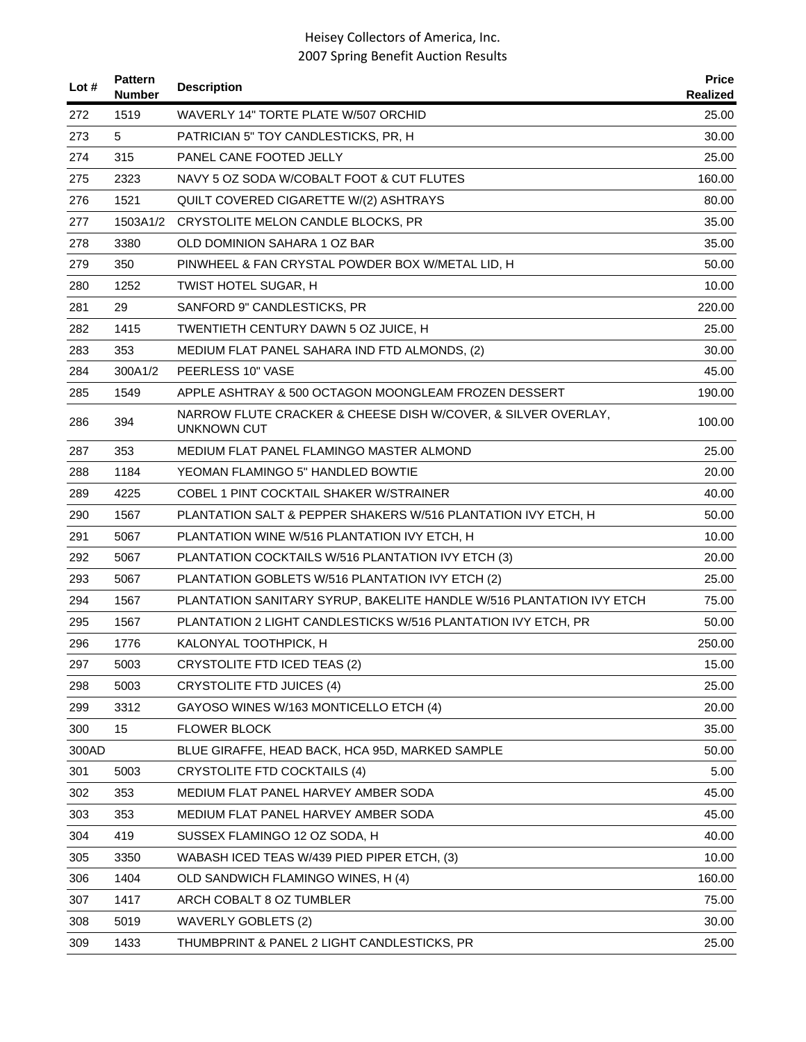| Lot # | Pattern Number | Description | Price Realized |
|---|---|---|---|
| 272 | 1519 | WAVERLY 14" TORTE PLATE W/507 ORCHID | 25.00 |
| 273 | 5 | PATRICIAN 5" TOY CANDLESTICKS, PR, H | 30.00 |
| 274 | 315 | PANEL CANE FOOTED JELLY | 25.00 |
| 275 | 2323 | NAVY 5 OZ SODA W/COBALT FOOT & CUT FLUTES | 160.00 |
| 276 | 1521 | QUILT COVERED CIGARETTE W/(2) ASHTRAYS | 80.00 |
| 277 | 1503A1/2 | CRYSTOLITE MELON CANDLE BLOCKS, PR | 35.00 |
| 278 | 3380 | OLD DOMINION SAHARA 1 OZ BAR | 35.00 |
| 279 | 350 | PINWHEEL & FAN CRYSTAL POWDER BOX W/METAL LID, H | 50.00 |
| 280 | 1252 | TWIST HOTEL SUGAR, H | 10.00 |
| 281 | 29 | SANFORD 9" CANDLESTICKS, PR | 220.00 |
| 282 | 1415 | TWENTIETH CENTURY DAWN 5 OZ JUICE, H | 25.00 |
| 283 | 353 | MEDIUM FLAT PANEL SAHARA IND FTD ALMONDS, (2) | 30.00 |
| 284 | 300A1/2 | PEERLESS 10" VASE | 45.00 |
| 285 | 1549 | APPLE ASHTRAY & 500 OCTAGON MOONGLEAM FROZEN DESSERT | 190.00 |
| 286 | 394 | NARROW FLUTE CRACKER & CHEESE DISH W/COVER, & SILVER OVERLAY, UNKNOWN CUT | 100.00 |
| 287 | 353 | MEDIUM FLAT PANEL FLAMINGO MASTER ALMOND | 25.00 |
| 288 | 1184 | YEOMAN FLAMINGO 5" HANDLED BOWTIE | 20.00 |
| 289 | 4225 | COBEL 1 PINT COCKTAIL SHAKER W/STRAINER | 40.00 |
| 290 | 1567 | PLANTATION SALT & PEPPER SHAKERS W/516 PLANTATION IVY ETCH, H | 50.00 |
| 291 | 5067 | PLANTATION WINE W/516 PLANTATION IVY ETCH, H | 10.00 |
| 292 | 5067 | PLANTATION COCKTAILS W/516 PLANTATION IVY ETCH (3) | 20.00 |
| 293 | 5067 | PLANTATION GOBLETS W/516 PLANTATION IVY ETCH (2) | 25.00 |
| 294 | 1567 | PLANTATION SANITARY SYRUP, BAKELITE HANDLE W/516 PLANTATION IVY ETCH | 75.00 |
| 295 | 1567 | PLANTATION 2 LIGHT CANDLESTICKS W/516 PLANTATION IVY ETCH, PR | 50.00 |
| 296 | 1776 | KALONYAL TOOTHPICK, H | 250.00 |
| 297 | 5003 | CRYSTOLITE FTD ICED TEAS (2) | 15.00 |
| 298 | 5003 | CRYSTOLITE FTD JUICES (4) | 25.00 |
| 299 | 3312 | GAYOSO WINES W/163 MONTICELLO ETCH (4) | 20.00 |
| 300 | 15 | FLOWER BLOCK | 35.00 |
| 300AD | | BLUE GIRAFFE, HEAD BACK, HCA 95D, MARKED SAMPLE | 50.00 |
| 301 | 5003 | CRYSTOLITE FTD COCKTAILS (4) | 5.00 |
| 302 | 353 | MEDIUM FLAT PANEL HARVEY AMBER SODA | 45.00 |
| 303 | 353 | MEDIUM FLAT PANEL HARVEY AMBER SODA | 45.00 |
| 304 | 419 | SUSSEX FLAMINGO 12 OZ SODA, H | 40.00 |
| 305 | 3350 | WABASH ICED TEAS W/439 PIED PIPER ETCH, (3) | 10.00 |
| 306 | 1404 | OLD SANDWICH FLAMINGO WINES, H (4) | 160.00 |
| 307 | 1417 | ARCH COBALT 8 OZ TUMBLER | 75.00 |
| 308 | 5019 | WAVERLY GOBLETS (2) | 30.00 |
| 309 | 1433 | THUMBPRINT & PANEL 2 LIGHT CANDLESTICKS, PR | 25.00 |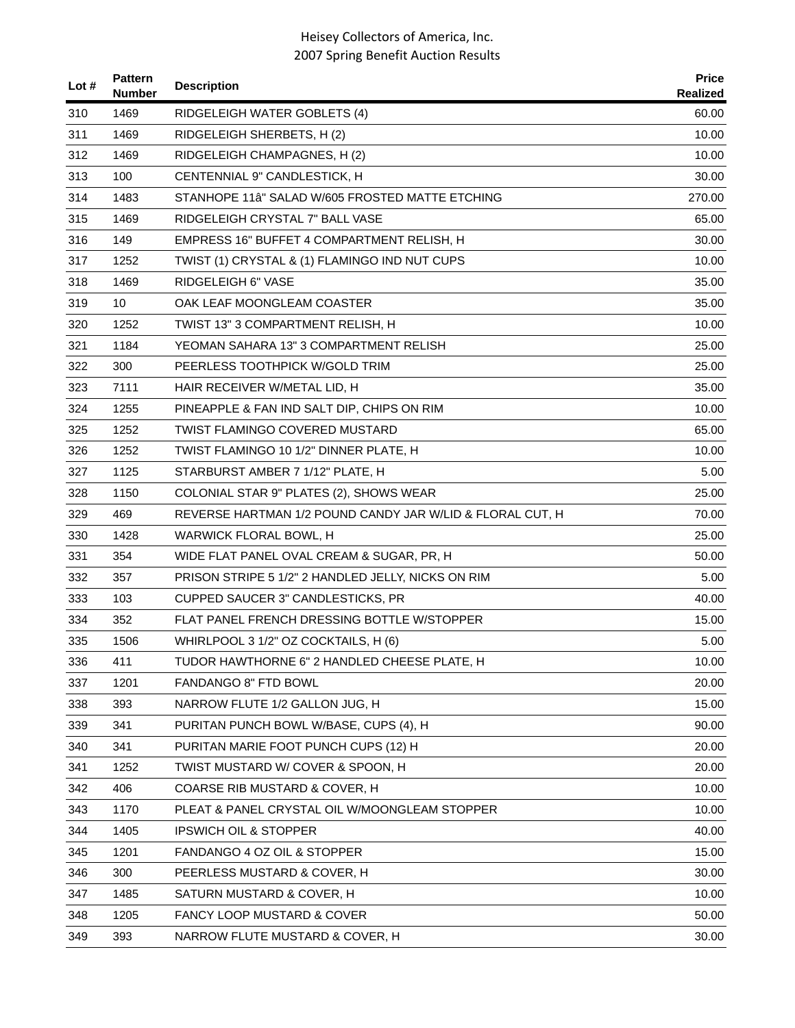| Lot # | Pattern Number | Description | Price Realized |
|---|---|---|---|
| 310 | 1469 | RIDGELEIGH WATER GOBLETS (4) | 60.00 |
| 311 | 1469 | RIDGELEIGH SHERBETS, H (2) | 10.00 |
| 312 | 1469 | RIDGELEIGH CHAMPAGNES, H (2) | 10.00 |
| 313 | 100 | CENTENNIAL 9" CANDLESTICK, H | 30.00 |
| 314 | 1483 | STANHOPE 11â" SALAD W/605 FROSTED MATTE ETCHING | 270.00 |
| 315 | 1469 | RIDGELEIGH CRYSTAL 7" BALL VASE | 65.00 |
| 316 | 149 | EMPRESS 16" BUFFET 4 COMPARTMENT RELISH, H | 30.00 |
| 317 | 1252 | TWIST (1) CRYSTAL & (1) FLAMINGO IND NUT CUPS | 10.00 |
| 318 | 1469 | RIDGELEIGH 6" VASE | 35.00 |
| 319 | 10 | OAK LEAF MOONGLEAM COASTER | 35.00 |
| 320 | 1252 | TWIST 13" 3 COMPARTMENT RELISH, H | 10.00 |
| 321 | 1184 | YEOMAN SAHARA 13" 3 COMPARTMENT RELISH | 25.00 |
| 322 | 300 | PEERLESS TOOTHPICK W/GOLD TRIM | 25.00 |
| 323 | 7111 | HAIR RECEIVER W/METAL LID, H | 35.00 |
| 324 | 1255 | PINEAPPLE & FAN IND SALT DIP, CHIPS ON RIM | 10.00 |
| 325 | 1252 | TWIST FLAMINGO COVERED MUSTARD | 65.00 |
| 326 | 1252 | TWIST FLAMINGO 10 1/2" DINNER PLATE, H | 10.00 |
| 327 | 1125 | STARBURST AMBER 7 1/12" PLATE, H | 5.00 |
| 328 | 1150 | COLONIAL STAR 9" PLATES (2), SHOWS WEAR | 25.00 |
| 329 | 469 | REVERSE HARTMAN 1/2 POUND CANDY JAR W/LID & FLORAL CUT, H | 70.00 |
| 330 | 1428 | WARWICK FLORAL BOWL, H | 25.00 |
| 331 | 354 | WIDE FLAT PANEL OVAL CREAM & SUGAR, PR, H | 50.00 |
| 332 | 357 | PRISON STRIPE 5 1/2" 2 HANDLED JELLY, NICKS ON RIM | 5.00 |
| 333 | 103 | CUPPED SAUCER 3" CANDLESTICKS, PR | 40.00 |
| 334 | 352 | FLAT PANEL FRENCH DRESSING BOTTLE W/STOPPER | 15.00 |
| 335 | 1506 | WHIRLPOOL 3 1/2" OZ COCKTAILS, H (6) | 5.00 |
| 336 | 411 | TUDOR HAWTHORNE 6" 2 HANDLED CHEESE PLATE, H | 10.00 |
| 337 | 1201 | FANDANGO 8" FTD BOWL | 20.00 |
| 338 | 393 | NARROW FLUTE 1/2 GALLON JUG, H | 15.00 |
| 339 | 341 | PURITAN PUNCH BOWL W/BASE, CUPS (4), H | 90.00 |
| 340 | 341 | PURITAN MARIE FOOT PUNCH CUPS (12) H | 20.00 |
| 341 | 1252 | TWIST MUSTARD W/ COVER & SPOON, H | 20.00 |
| 342 | 406 | COARSE RIB MUSTARD & COVER, H | 10.00 |
| 343 | 1170 | PLEAT & PANEL CRYSTAL OIL W/MOONGLEAM STOPPER | 10.00 |
| 344 | 1405 | IPSWICH OIL & STOPPER | 40.00 |
| 345 | 1201 | FANDANGO 4 OZ OIL & STOPPER | 15.00 |
| 346 | 300 | PEERLESS MUSTARD & COVER, H | 30.00 |
| 347 | 1485 | SATURN MUSTARD & COVER, H | 10.00 |
| 348 | 1205 | FANCY LOOP MUSTARD & COVER | 50.00 |
| 349 | 393 | NARROW FLUTE MUSTARD & COVER, H | 30.00 |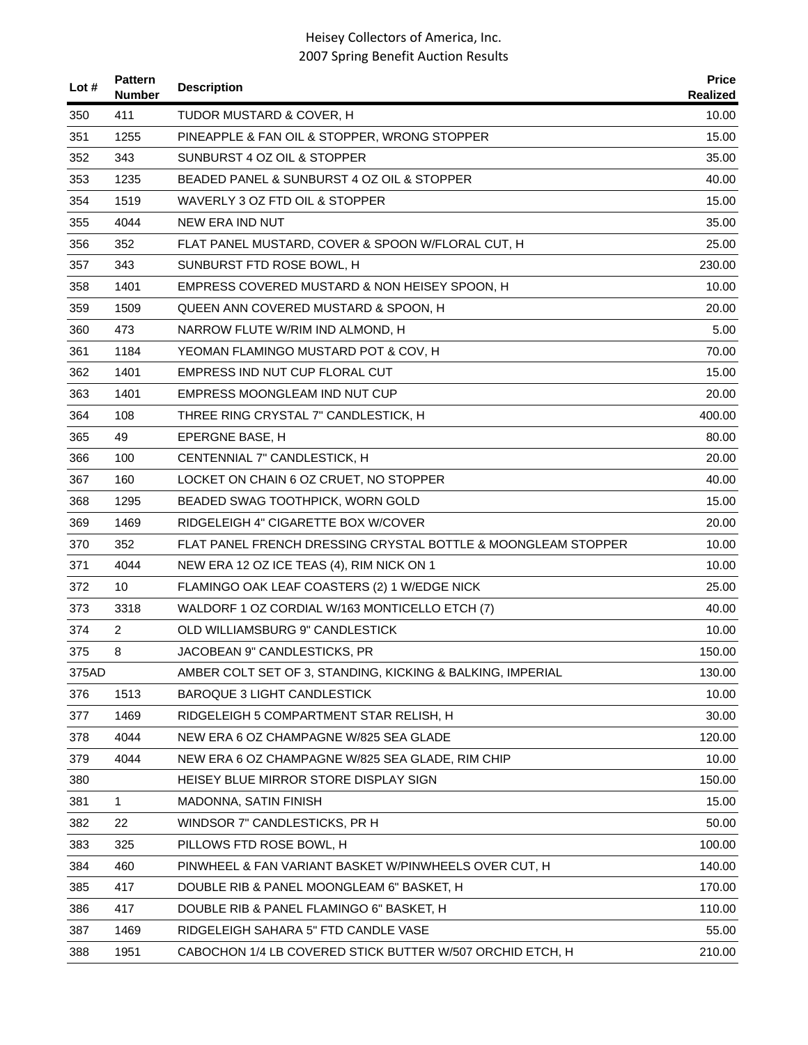# Heisey Collectors of America, Inc.
## 2007 Spring Benefit Auction Results

| Lot # | Pattern Number | Description | Price Realized |
|---|---|---|---|
| 350 | 411 | TUDOR MUSTARD & COVER, H | 10.00 |
| 351 | 1255 | PINEAPPLE & FAN OIL & STOPPER, WRONG STOPPER | 15.00 |
| 352 | 343 | SUNBURST 4 OZ OIL & STOPPER | 35.00 |
| 353 | 1235 | BEADED PANEL & SUNBURST 4 OZ OIL & STOPPER | 40.00 |
| 354 | 1519 | WAVERLY 3 OZ FTD OIL & STOPPER | 15.00 |
| 355 | 4044 | NEW ERA IND NUT | 35.00 |
| 356 | 352 | FLAT PANEL MUSTARD, COVER & SPOON W/FLORAL CUT, H | 25.00 |
| 357 | 343 | SUNBURST FTD ROSE BOWL, H | 230.00 |
| 358 | 1401 | EMPRESS COVERED MUSTARD & NON HEISEY SPOON, H | 10.00 |
| 359 | 1509 | QUEEN ANN COVERED MUSTARD & SPOON, H | 20.00 |
| 360 | 473 | NARROW FLUTE W/RIM IND ALMOND, H | 5.00 |
| 361 | 1184 | YEOMAN FLAMINGO MUSTARD POT & COV, H | 70.00 |
| 362 | 1401 | EMPRESS IND NUT CUP FLORAL CUT | 15.00 |
| 363 | 1401 | EMPRESS MOONGLEAM IND NUT CUP | 20.00 |
| 364 | 108 | THREE RING CRYSTAL 7" CANDLESTICK, H | 400.00 |
| 365 | 49 | EPERGNE BASE, H | 80.00 |
| 366 | 100 | CENTENNIAL 7" CANDLESTICK, H | 20.00 |
| 367 | 160 | LOCKET ON CHAIN 6 OZ CRUET, NO STOPPER | 40.00 |
| 368 | 1295 | BEADED SWAG TOOTHPICK, WORN GOLD | 15.00 |
| 369 | 1469 | RIDGELEIGH 4" CIGARETTE BOX W/COVER | 20.00 |
| 370 | 352 | FLAT PANEL FRENCH DRESSING CRYSTAL BOTTLE & MOONGLEAM STOPPER | 10.00 |
| 371 | 4044 | NEW ERA 12 OZ ICE TEAS (4), RIM NICK ON 1 | 10.00 |
| 372 | 10 | FLAMINGO OAK LEAF COASTERS (2) 1 W/EDGE NICK | 25.00 |
| 373 | 3318 | WALDORF 1 OZ CORDIAL W/163 MONTICELLO ETCH (7) | 40.00 |
| 374 | 2 | OLD WILLIAMSBURG 9" CANDLESTICK | 10.00 |
| 375 | 8 | JACOBEAN 9" CANDLESTICKS, PR | 150.00 |
| 375AD | | AMBER COLT SET OF 3, STANDING, KICKING & BALKING, IMPERIAL | 130.00 |
| 376 | 1513 | BAROQUE 3 LIGHT CANDLESTICK | 10.00 |
| 377 | 1469 | RIDGELEIGH 5 COMPARTMENT STAR RELISH, H | 30.00 |
| 378 | 4044 | NEW ERA 6 OZ CHAMPAGNE W/825 SEA GLADE | 120.00 |
| 379 | 4044 | NEW ERA 6 OZ CHAMPAGNE W/825 SEA GLADE, RIM CHIP | 10.00 |
| 380 | | HEISEY BLUE MIRROR STORE DISPLAY SIGN | 150.00 |
| 381 | 1 | MADONNA, SATIN FINISH | 15.00 |
| 382 | 22 | WINDSOR 7" CANDLESTICKS, PR H | 50.00 |
| 383 | 325 | PILLOWS FTD ROSE BOWL, H | 100.00 |
| 384 | 460 | PINWHEEL & FAN VARIANT BASKET W/PINWHEELS OVER CUT, H | 140.00 |
| 385 | 417 | DOUBLE RIB & PANEL MOONGLEAM 6" BASKET, H | 170.00 |
| 386 | 417 | DOUBLE RIB & PANEL FLAMINGO 6" BASKET, H | 110.00 |
| 387 | 1469 | RIDGELEIGH SAHARA 5" FTD CANDLE VASE | 55.00 |
| 388 | 1951 | CABOCHON 1/4 LB COVERED STICK BUTTER W/507 ORCHID ETCH, H | 210.00 |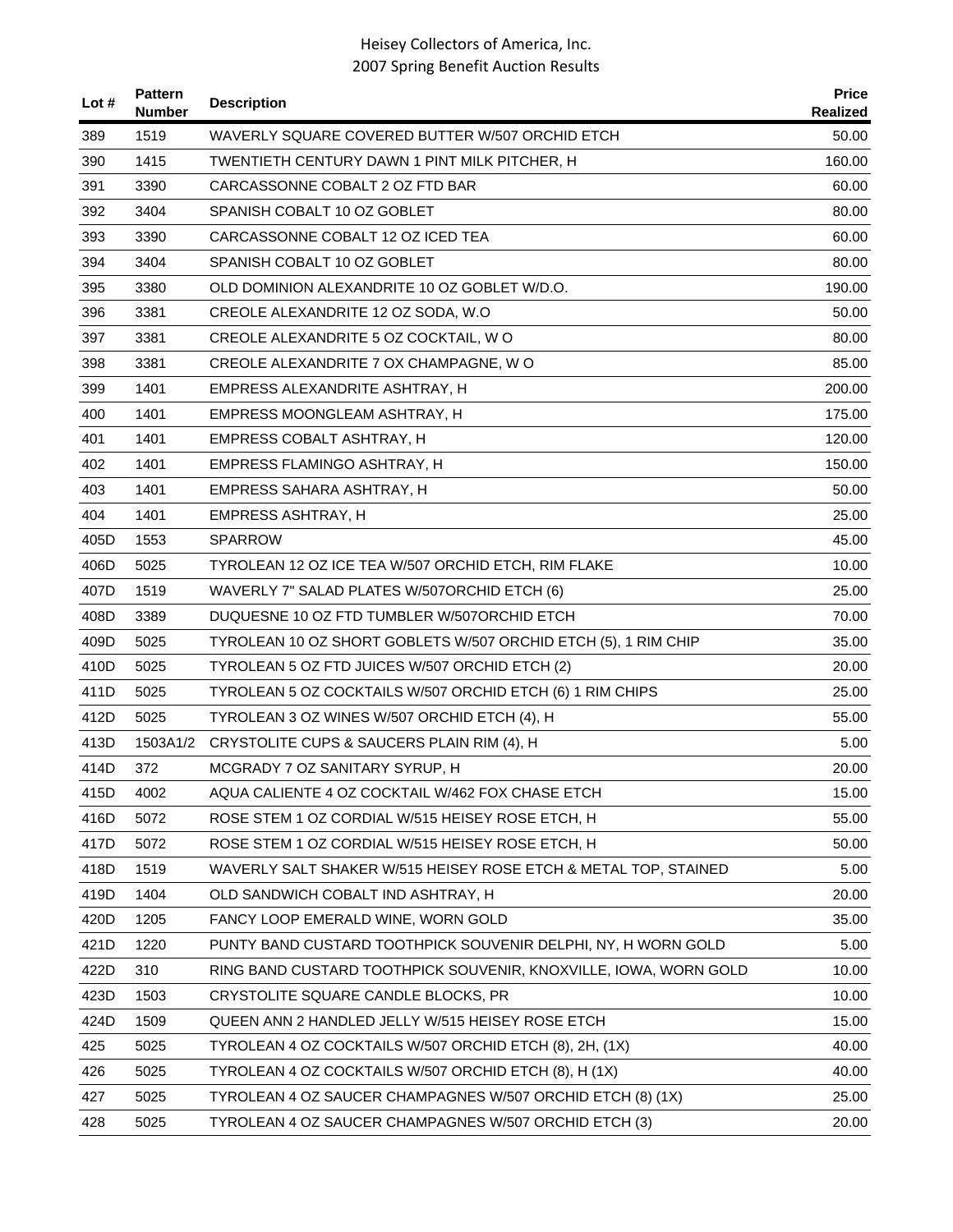| Lot # | Pattern Number | Description | Price Realized |
|---|---|---|---|
| 389 | 1519 | WAVERLY SQUARE COVERED BUTTER W/507 ORCHID ETCH | 50.00 |
| 390 | 1415 | TWENTIETH CENTURY DAWN 1 PINT MILK PITCHER, H | 160.00 |
| 391 | 3390 | CARCASSONNE COBALT 2 OZ FTD BAR | 60.00 |
| 392 | 3404 | SPANISH COBALT 10 OZ GOBLET | 80.00 |
| 393 | 3390 | CARCASSONNE COBALT 12 OZ ICED TEA | 60.00 |
| 394 | 3404 | SPANISH COBALT 10 OZ GOBLET | 80.00 |
| 395 | 3380 | OLD DOMINION ALEXANDRITE 10 OZ GOBLET W/D.O. | 190.00 |
| 396 | 3381 | CREOLE ALEXANDRITE 12 OZ SODA, W.O | 50.00 |
| 397 | 3381 | CREOLE ALEXANDRITE 5 OZ COCKTAIL, W O | 80.00 |
| 398 | 3381 | CREOLE ALEXANDRITE 7 OX CHAMPAGNE, W O | 85.00 |
| 399 | 1401 | EMPRESS ALEXANDRITE ASHTRAY, H | 200.00 |
| 400 | 1401 | EMPRESS MOONGLEAM ASHTRAY, H | 175.00 |
| 401 | 1401 | EMPRESS COBALT ASHTRAY, H | 120.00 |
| 402 | 1401 | EMPRESS FLAMINGO ASHTRAY, H | 150.00 |
| 403 | 1401 | EMPRESS SAHARA ASHTRAY, H | 50.00 |
| 404 | 1401 | EMPRESS ASHTRAY, H | 25.00 |
| 405D | 1553 | SPARROW | 45.00 |
| 406D | 5025 | TYROLEAN 12 OZ ICE TEA W/507 ORCHID ETCH, RIM FLAKE | 10.00 |
| 407D | 1519 | WAVERLY 7" SALAD PLATES W/507ORCHID ETCH (6) | 25.00 |
| 408D | 3389 | DUQUESNE 10 OZ FTD TUMBLER W/507ORCHID ETCH | 70.00 |
| 409D | 5025 | TYROLEAN 10 OZ SHORT GOBLETS W/507 ORCHID ETCH (5), 1 RIM CHIP | 35.00 |
| 410D | 5025 | TYROLEAN 5 OZ FTD JUICES W/507 ORCHID ETCH (2) | 20.00 |
| 411D | 5025 | TYROLEAN 5 OZ COCKTAILS W/507 ORCHID ETCH (6) 1 RIM CHIPS | 25.00 |
| 412D | 5025 | TYROLEAN 3 OZ WINES W/507 ORCHID ETCH (4), H | 55.00 |
| 413D | 1503A1/2 | CRYSTOLITE CUPS & SAUCERS PLAIN RIM (4), H | 5.00 |
| 414D | 372 | MCGRADY 7 OZ SANITARY SYRUP, H | 20.00 |
| 415D | 4002 | AQUA CALIENTE 4 OZ COCKTAIL W/462 FOX CHASE ETCH | 15.00 |
| 416D | 5072 | ROSE STEM 1 OZ CORDIAL W/515 HEISEY ROSE ETCH, H | 55.00 |
| 417D | 5072 | ROSE STEM 1 OZ CORDIAL W/515 HEISEY ROSE ETCH, H | 50.00 |
| 418D | 1519 | WAVERLY SALT SHAKER W/515 HEISEY ROSE ETCH & METAL TOP, STAINED | 5.00 |
| 419D | 1404 | OLD SANDWICH COBALT IND ASHTRAY, H | 20.00 |
| 420D | 1205 | FANCY LOOP EMERALD WINE, WORN GOLD | 35.00 |
| 421D | 1220 | PUNTY BAND CUSTARD TOOTHPICK SOUVENIR DELPHI, NY, H WORN GOLD | 5.00 |
| 422D | 310 | RING BAND CUSTARD TOOTHPICK SOUVENIR, KNOXVILLE, IOWA, WORN GOLD | 10.00 |
| 423D | 1503 | CRYSTOLITE SQUARE CANDLE BLOCKS, PR | 10.00 |
| 424D | 1509 | QUEEN ANN 2 HANDLED JELLY W/515 HEISEY ROSE ETCH | 15.00 |
| 425 | 5025 | TYROLEAN 4 OZ COCKTAILS W/507 ORCHID ETCH (8), 2H, (1X) | 40.00 |
| 426 | 5025 | TYROLEAN 4 OZ COCKTAILS W/507 ORCHID ETCH (8), H (1X) | 40.00 |
| 427 | 5025 | TYROLEAN 4 OZ SAUCER CHAMPAGNES W/507 ORCHID ETCH (8) (1X) | 25.00 |
| 428 | 5025 | TYROLEAN 4 OZ SAUCER CHAMPAGNES W/507 ORCHID ETCH (3) | 20.00 |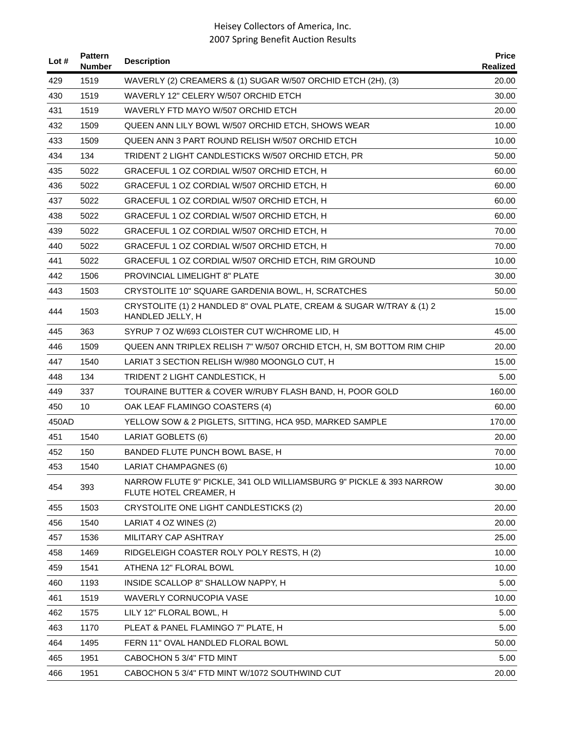| Lot # | Pattern Number | Description | Price Realized |
|---|---|---|---|
| 429 | 1519 | WAVERLY (2) CREAMERS & (1) SUGAR W/507 ORCHID ETCH (2H), (3) | 20.00 |
| 430 | 1519 | WAVERLY 12" CELERY W/507 ORCHID ETCH | 30.00 |
| 431 | 1519 | WAVERLY FTD MAYO W/507 ORCHID ETCH | 20.00 |
| 432 | 1509 | QUEEN ANN LILY BOWL W/507 ORCHID ETCH, SHOWS WEAR | 10.00 |
| 433 | 1509 | QUEEN ANN 3 PART ROUND RELISH W/507 ORCHID ETCH | 10.00 |
| 434 | 134 | TRIDENT 2 LIGHT CANDLESTICKS W/507 ORCHID ETCH, PR | 50.00 |
| 435 | 5022 | GRACEFUL 1 OZ CORDIAL W/507 ORCHID ETCH, H | 60.00 |
| 436 | 5022 | GRACEFUL 1 OZ CORDIAL W/507 ORCHID ETCH, H | 60.00 |
| 437 | 5022 | GRACEFUL 1 OZ CORDIAL W/507 ORCHID ETCH, H | 60.00 |
| 438 | 5022 | GRACEFUL 1 OZ CORDIAL W/507 ORCHID ETCH, H | 60.00 |
| 439 | 5022 | GRACEFUL 1 OZ CORDIAL W/507 ORCHID ETCH, H | 70.00 |
| 440 | 5022 | GRACEFUL 1 OZ CORDIAL W/507 ORCHID ETCH, H | 70.00 |
| 441 | 5022 | GRACEFUL 1 OZ CORDIAL W/507 ORCHID ETCH, RIM GROUND | 10.00 |
| 442 | 1506 | PROVINCIAL LIMELIGHT 8" PLATE | 30.00 |
| 443 | 1503 | CRYSTOLITE 10" SQUARE GARDENIA BOWL, H, SCRATCHES | 50.00 |
| 444 | 1503 | CRYSTOLITE (1) 2 HANDLED 8" OVAL PLATE, CREAM & SUGAR W/TRAY & (1) 2 HANDLED JELLY, H | 15.00 |
| 445 | 363 | SYRUP 7 OZ W/693 CLOISTER CUT W/CHROME LID, H | 45.00 |
| 446 | 1509 | QUEEN ANN TRIPLEX RELISH 7" W/507 ORCHID ETCH, H, SM BOTTOM RIM CHIP | 20.00 |
| 447 | 1540 | LARIAT 3 SECTION RELISH W/980 MOONGLO CUT, H | 15.00 |
| 448 | 134 | TRIDENT 2 LIGHT CANDLESTICK, H | 5.00 |
| 449 | 337 | TOURAINE BUTTER & COVER W/RUBY FLASH BAND, H, POOR GOLD | 160.00 |
| 450 | 10 | OAK LEAF FLAMINGO COASTERS (4) | 60.00 |
| 450AD | | YELLOW SOW & 2 PIGLETS, SITTING, HCA 95D, MARKED SAMPLE | 170.00 |
| 451 | 1540 | LARIAT GOBLETS (6) | 20.00 |
| 452 | 150 | BANDED FLUTE PUNCH BOWL BASE, H | 70.00 |
| 453 | 1540 | LARIAT CHAMPAGNES (6) | 10.00 |
| 454 | 393 | NARROW FLUTE 9" PICKLE, 341 OLD WILLIAMSBURG 9" PICKLE & 393 NARROW FLUTE HOTEL CREAMER, H | 30.00 |
| 455 | 1503 | CRYSTOLITE ONE LIGHT CANDLESTICKS (2) | 20.00 |
| 456 | 1540 | LARIAT 4 OZ WINES (2) | 20.00 |
| 457 | 1536 | MILITARY CAP ASHTRAY | 25.00 |
| 458 | 1469 | RIDGELEIGH COASTER ROLY POLY RESTS, H (2) | 10.00 |
| 459 | 1541 | ATHENA 12" FLORAL BOWL | 10.00 |
| 460 | 1193 | INSIDE SCALLOP 8" SHALLOW NAPPY, H | 5.00 |
| 461 | 1519 | WAVERLY CORNUCOPIA VASE | 10.00 |
| 462 | 1575 | LILY 12" FLORAL BOWL, H | 5.00 |
| 463 | 1170 | PLEAT & PANEL FLAMINGO 7" PLATE, H | 5.00 |
| 464 | 1495 | FERN 11" OVAL HANDLED FLORAL BOWL | 50.00 |
| 465 | 1951 | CABOCHON 5 3/4" FTD MINT | 5.00 |
| 466 | 1951 | CABOCHON 5 3/4" FTD MINT W/1072 SOUTHWIND CUT | 20.00 |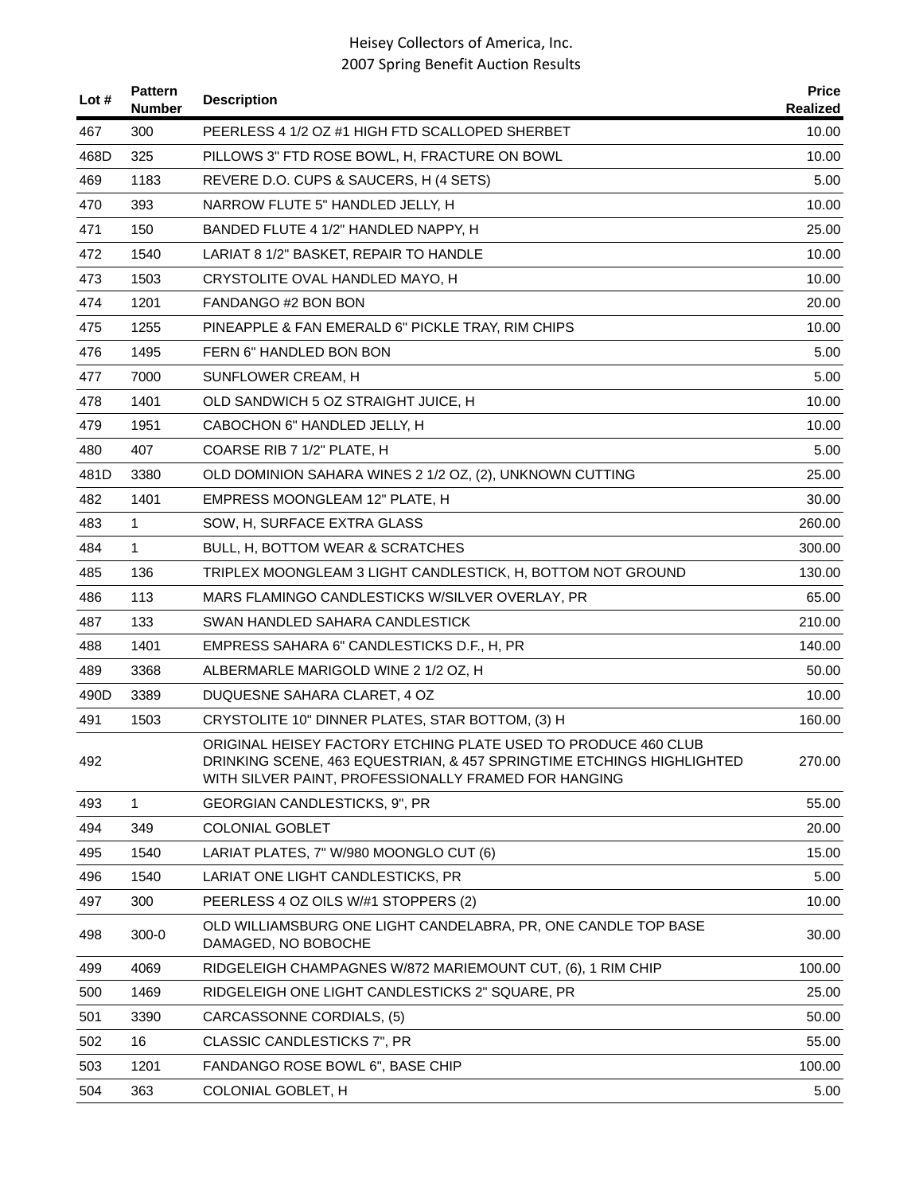| Lot # | Pattern Number | Description | Price Realized |
|---|---|---|---|
| 467 | 300 | PEERLESS 4 1/2 OZ #1 HIGH FTD SCALLOPED SHERBET | 10.00 |
| 468D | 325 | PILLOWS 3" FTD ROSE BOWL, H, FRACTURE ON BOWL | 10.00 |
| 469 | 1183 | REVERE D.O. CUPS & SAUCERS, H (4 SETS) | 5.00 |
| 470 | 393 | NARROW FLUTE 5" HANDLED JELLY, H | 10.00 |
| 471 | 150 | BANDED FLUTE 4 1/2" HANDLED NAPPY, H | 25.00 |
| 472 | 1540 | LARIAT 8 1/2" BASKET, REPAIR TO HANDLE | 10.00 |
| 473 | 1503 | CRYSTOLITE OVAL HANDLED MAYO, H | 10.00 |
| 474 | 1201 | FANDANGO #2 BON BON | 20.00 |
| 475 | 1255 | PINEAPPLE & FAN EMERALD 6" PICKLE TRAY, RIM CHIPS | 10.00 |
| 476 | 1495 | FERN 6" HANDLED BON BON | 5.00 |
| 477 | 7000 | SUNFLOWER CREAM, H | 5.00 |
| 478 | 1401 | OLD SANDWICH 5 OZ STRAIGHT JUICE, H | 10.00 |
| 479 | 1951 | CABOCHON 6" HANDLED JELLY, H | 10.00 |
| 480 | 407 | COARSE RIB 7 1/2" PLATE, H | 5.00 |
| 481D | 3380 | OLD DOMINION SAHARA WINES 2 1/2 OZ, (2), UNKNOWN CUTTING | 25.00 |
| 482 | 1401 | EMPRESS MOONGLEAM 12" PLATE, H | 30.00 |
| 483 | 1 | SOW, H, SURFACE EXTRA GLASS | 260.00 |
| 484 | 1 | BULL, H, BOTTOM WEAR & SCRATCHES | 300.00 |
| 485 | 136 | TRIPLEX MOONGLEAM 3 LIGHT CANDLESTICK, H, BOTTOM NOT GROUND | 130.00 |
| 486 | 113 | MARS FLAMINGO CANDLESTICKS W/SILVER OVERLAY, PR | 65.00 |
| 487 | 133 | SWAN HANDLED SAHARA CANDLESTICK | 210.00 |
| 488 | 1401 | EMPRESS SAHARA 6" CANDLESTICKS D.F., H, PR | 140.00 |
| 489 | 3368 | ALBERMARLE MARIGOLD WINE 2 1/2 OZ, H | 50.00 |
| 490D | 3389 | DUQUESNE SAHARA CLARET, 4 OZ | 10.00 |
| 491 | 1503 | CRYSTOLITE 10" DINNER PLATES, STAR BOTTOM, (3) H | 160.00 |
| 492 | | ORIGINAL HEISEY FACTORY ETCHING PLATE USED TO PRODUCE 460 CLUB DRINKING SCENE, 463 EQUESTRIAN, & 457 SPRINGTIME ETCHINGS HIGHLIGHTED WITH SILVER PAINT, PROFESSIONALLY FRAMED FOR HANGING | 270.00 |
| 493 | 1 | GEORGIAN CANDLESTICKS, 9", PR | 55.00 |
| 494 | 349 | COLONIAL GOBLET | 20.00 |
| 495 | 1540 | LARIAT PLATES, 7" W/980 MOONGLO CUT (6) | 15.00 |
| 496 | 1540 | LARIAT ONE LIGHT CANDLESTICKS, PR | 5.00 |
| 497 | 300 | PEERLESS 4 OZ OILS W/#1 STOPPERS (2) | 10.00 |
| 498 | 300-0 | OLD WILLIAMSBURG ONE LIGHT CANDELABRA, PR, ONE CANDLE TOP BASE DAMAGED, NO BOBOCHE | 30.00 |
| 499 | 4069 | RIDGELEIGH CHAMPAGNES W/872 MARIEMOUNT CUT, (6), 1 RIM CHIP | 100.00 |
| 500 | 1469 | RIDGELEIGH ONE LIGHT CANDLESTICKS 2" SQUARE, PR | 25.00 |
| 501 | 3390 | CARCASSONNE CORDIALS, (5) | 50.00 |
| 502 | 16 | CLASSIC CANDLESTICKS 7", PR | 55.00 |
| 503 | 1201 | FANDANGO ROSE BOWL 6", BASE CHIP | 100.00 |
| 504 | 363 | COLONIAL GOBLET, H | 5.00 |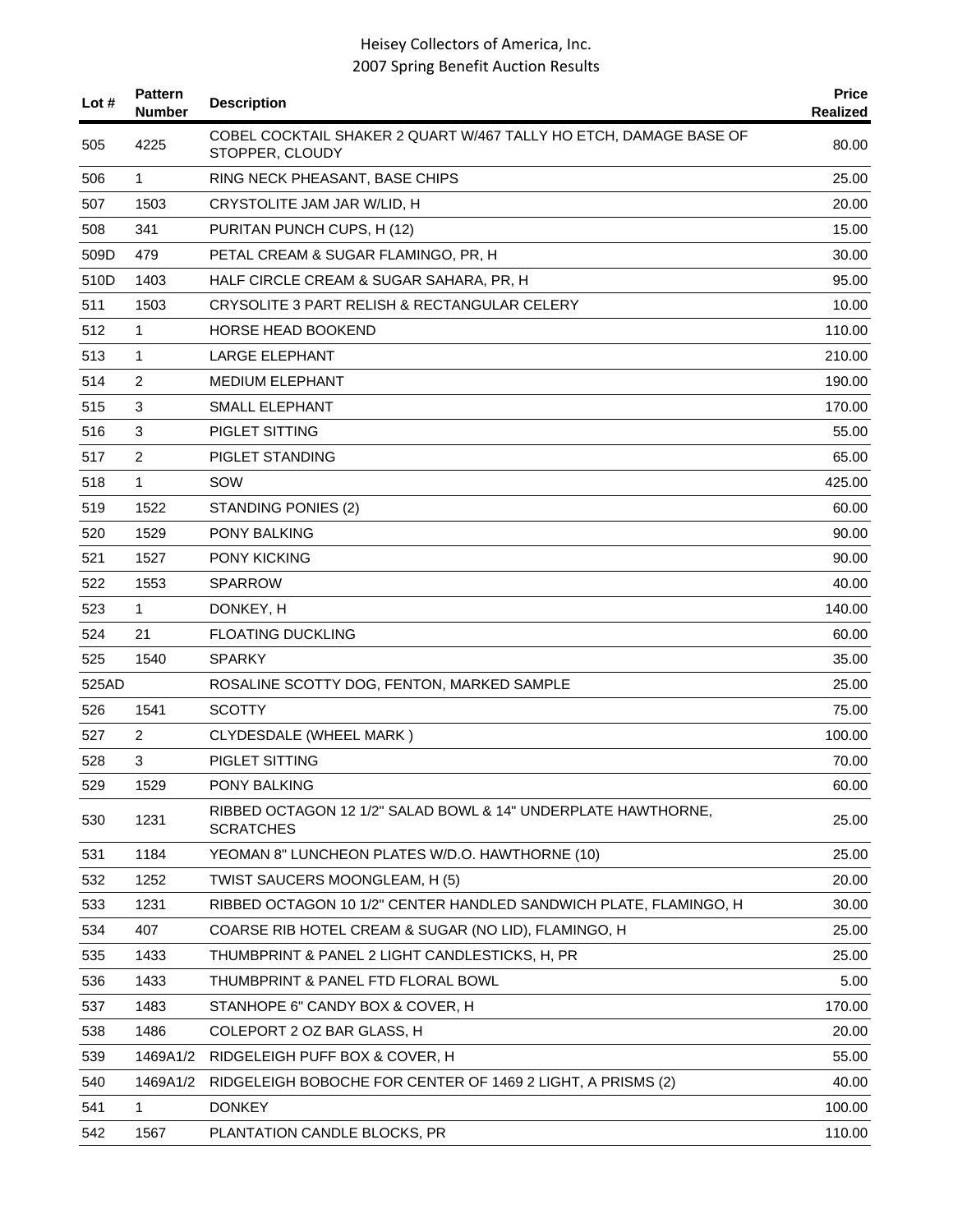| Lot # | Pattern Number | Description | Price Realized |
|---|---|---|---|
| 505 | 4225 | COBEL COCKTAIL SHAKER 2 QUART W/467 TALLY HO ETCH, DAMAGE BASE OF STOPPER, CLOUDY | 80.00 |
| 506 | 1 | RING NECK PHEASANT, BASE CHIPS | 25.00 |
| 507 | 1503 | CRYSTOLITE JAM JAR W/LID, H | 20.00 |
| 508 | 341 | PURITAN PUNCH CUPS, H (12) | 15.00 |
| 509D | 479 | PETAL CREAM & SUGAR FLAMINGO, PR, H | 30.00 |
| 510D | 1403 | HALF CIRCLE CREAM & SUGAR SAHARA, PR, H | 95.00 |
| 511 | 1503 | CRYSOLITE 3 PART RELISH & RECTANGULAR CELERY | 10.00 |
| 512 | 1 | HORSE HEAD BOOKEND | 110.00 |
| 513 | 1 | LARGE ELEPHANT | 210.00 |
| 514 | 2 | MEDIUM ELEPHANT | 190.00 |
| 515 | 3 | SMALL ELEPHANT | 170.00 |
| 516 | 3 | PIGLET SITTING | 55.00 |
| 517 | 2 | PIGLET STANDING | 65.00 |
| 518 | 1 | SOW | 425.00 |
| 519 | 1522 | STANDING PONIES (2) | 60.00 |
| 520 | 1529 | PONY BALKING | 90.00 |
| 521 | 1527 | PONY KICKING | 90.00 |
| 522 | 1553 | SPARROW | 40.00 |
| 523 | 1 | DONKEY, H | 140.00 |
| 524 | 21 | FLOATING DUCKLING | 60.00 |
| 525 | 1540 | SPARKY | 35.00 |
| 525AD | | ROSALINE SCOTTY DOG, FENTON, MARKED SAMPLE | 25.00 |
| 526 | 1541 | SCOTTY | 75.00 |
| 527 | 2 | CLYDESDALE (WHEEL MARK ) | 100.00 |
| 528 | 3 | PIGLET SITTING | 70.00 |
| 529 | 1529 | PONY BALKING | 60.00 |
| 530 | 1231 | RIBBED OCTAGON 12 1/2" SALAD BOWL & 14" UNDERPLATE HAWTHORNE, SCRATCHES | 25.00 |
| 531 | 1184 | YEOMAN 8" LUNCHEON PLATES W/D.O. HAWTHORNE (10) | 25.00 |
| 532 | 1252 | TWIST SAUCERS MOONGLEAM, H (5) | 20.00 |
| 533 | 1231 | RIBBED OCTAGON 10 1/2" CENTER HANDLED SANDWICH PLATE, FLAMINGO, H | 30.00 |
| 534 | 407 | COARSE RIB HOTEL CREAM & SUGAR (NO LID), FLAMINGO, H | 25.00 |
| 535 | 1433 | THUMBPRINT & PANEL 2 LIGHT CANDLESTICKS, H, PR | 25.00 |
| 536 | 1433 | THUMBPRINT & PANEL FTD FLORAL BOWL | 5.00 |
| 537 | 1483 | STANHOPE 6" CANDY BOX & COVER, H | 170.00 |
| 538 | 1486 | COLEPORT 2 OZ BAR GLASS, H | 20.00 |
| 539 | 1469A1/2 | RIDGELEIGH PUFF BOX & COVER, H | 55.00 |
| 540 | 1469A1/2 | RIDGELEIGH BOBOCHE FOR CENTER OF 1469 2 LIGHT, A PRISMS (2) | 40.00 |
| 541 | 1 | DONKEY | 100.00 |
| 542 | 1567 | PLANTATION CANDLE BLOCKS, PR | 110.00 |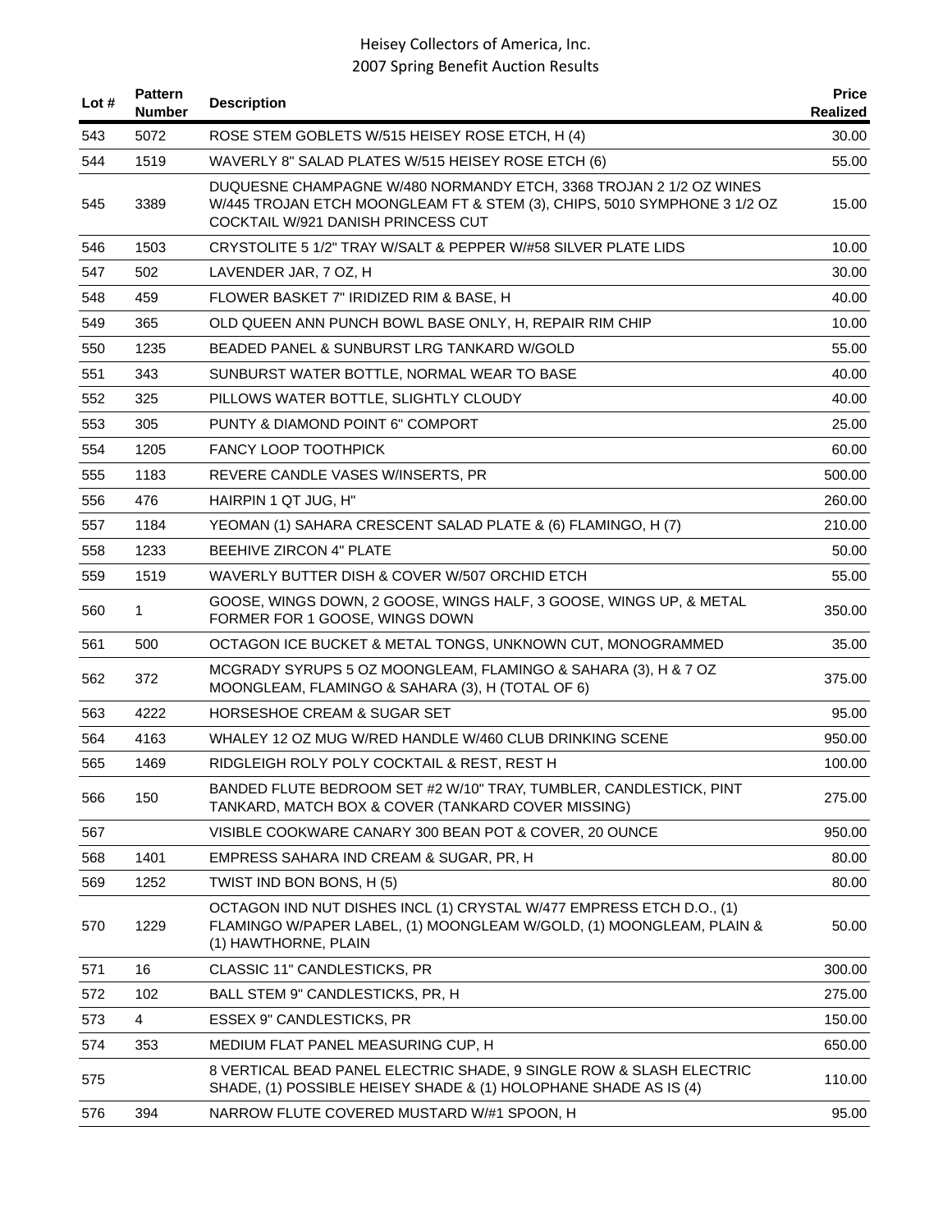| Lot # | Pattern Number | Description | Price Realized |
|---|---|---|---|
| 543 | 5072 | ROSE STEM GOBLETS W/515 HEISEY ROSE ETCH, H (4) | 30.00 |
| 544 | 1519 | WAVERLY 8" SALAD PLATES W/515 HEISEY ROSE ETCH (6) | 55.00 |
| 545 | 3389 | DUQUESNE CHAMPAGNE W/480 NORMANDY ETCH, 3368 TROJAN 2 1/2 OZ WINES W/445 TROJAN ETCH MOONGLEAM FT & STEM (3), CHIPS, 5010 SYMPHONE 3 1/2 OZ COCKTAIL W/921 DANISH PRINCESS CUT | 15.00 |
| 546 | 1503 | CRYSTOLITE 5 1/2" TRAY W/SALT & PEPPER W/#58 SILVER PLATE LIDS | 10.00 |
| 547 | 502 | LAVENDER JAR, 7 OZ, H | 30.00 |
| 548 | 459 | FLOWER BASKET 7" IRIDIZED RIM & BASE, H | 40.00 |
| 549 | 365 | OLD QUEEN ANN PUNCH BOWL BASE ONLY, H, REPAIR RIM CHIP | 10.00 |
| 550 | 1235 | BEADED PANEL & SUNBURST LRG TANKARD W/GOLD | 55.00 |
| 551 | 343 | SUNBURST WATER BOTTLE, NORMAL WEAR TO BASE | 40.00 |
| 552 | 325 | PILLOWS WATER BOTTLE, SLIGHTLY CLOUDY | 40.00 |
| 553 | 305 | PUNTY & DIAMOND POINT 6" COMPORT | 25.00 |
| 554 | 1205 | FANCY LOOP TOOTHPICK | 60.00 |
| 555 | 1183 | REVERE CANDLE VASES W/INSERTS, PR | 500.00 |
| 556 | 476 | HAIRPIN 1 QT JUG, H" | 260.00 |
| 557 | 1184 | YEOMAN (1) SAHARA CRESCENT SALAD PLATE & (6) FLAMINGO, H (7) | 210.00 |
| 558 | 1233 | BEEHIVE ZIRCON 4" PLATE | 50.00 |
| 559 | 1519 | WAVERLY BUTTER DISH & COVER W/507 ORCHID ETCH | 55.00 |
| 560 | 1 | GOOSE, WINGS DOWN, 2 GOOSE, WINGS HALF, 3 GOOSE, WINGS UP, & METAL FORMER FOR 1 GOOSE, WINGS DOWN | 350.00 |
| 561 | 500 | OCTAGON ICE BUCKET & METAL TONGS, UNKNOWN CUT, MONOGRAMMED | 35.00 |
| 562 | 372 | MCGRADY SYRUPS 5 OZ MOONGLEAM, FLAMINGO & SAHARA (3), H & 7 OZ MOONGLEAM, FLAMINGO & SAHARA (3), H (TOTAL OF 6) | 375.00 |
| 563 | 4222 | HORSESHOE CREAM & SUGAR SET | 95.00 |
| 564 | 4163 | WHALEY 12 OZ MUG W/RED HANDLE W/460 CLUB DRINKING SCENE | 950.00 |
| 565 | 1469 | RIDGLEIGH ROLY POLY COCKTAIL & REST, REST H | 100.00 |
| 566 | 150 | BANDED FLUTE BEDROOM SET #2 W/10" TRAY, TUMBLER, CANDLESTICK, PINT TANKARD, MATCH BOX & COVER (TANKARD COVER MISSING) | 275.00 |
| 567 | | VISIBLE COOKWARE CANARY 300 BEAN POT & COVER, 20 OUNCE | 950.00 |
| 568 | 1401 | EMPRESS SAHARA IND CREAM & SUGAR, PR, H | 80.00 |
| 569 | 1252 | TWIST IND BON BONS, H (5) | 80.00 |
| 570 | 1229 | OCTAGON IND NUT DISHES INCL (1) CRYSTAL W/477 EMPRESS ETCH D.O., (1) FLAMINGO W/PAPER LABEL, (1) MOONGLEAM W/GOLD, (1) MOONGLEAM, PLAIN & (1) HAWTHORNE, PLAIN | 50.00 |
| 571 | 16 | CLASSIC 11" CANDLESTICKS, PR | 300.00 |
| 572 | 102 | BALL STEM 9" CANDLESTICKS, PR, H | 275.00 |
| 573 | 4 | ESSEX 9" CANDLESTICKS, PR | 150.00 |
| 574 | 353 | MEDIUM FLAT PANEL MEASURING CUP, H | 650.00 |
| 575 | | 8 VERTICAL BEAD PANEL ELECTRIC SHADE, 9 SINGLE ROW & SLASH ELECTRIC SHADE, (1) POSSIBLE HEISEY SHADE & (1) HOLOPHANE SHADE AS IS (4) | 110.00 |
| 576 | 394 | NARROW FLUTE COVERED MUSTARD W/#1 SPOON, H | 95.00 |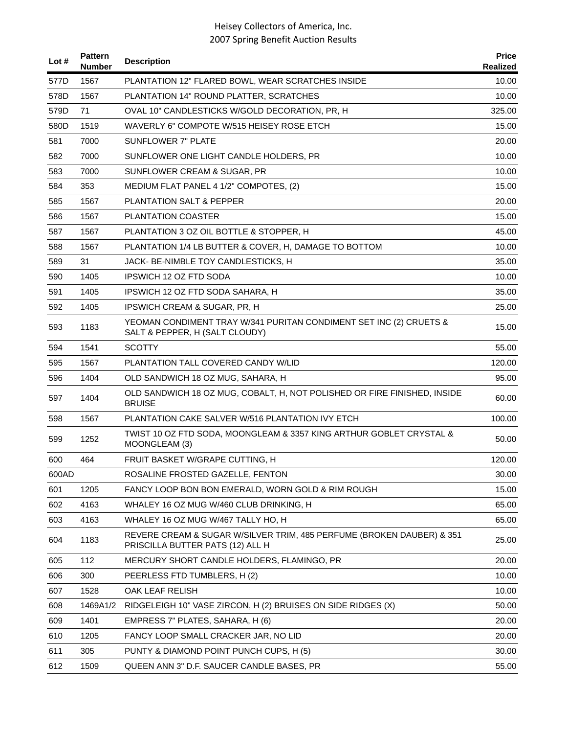| Lot # | Pattern Number | Description | Price Realized |
|---|---|---|---|
| 577D | 1567 | PLANTATION 12" FLARED BOWL, WEAR SCRATCHES INSIDE | 10.00 |
| 578D | 1567 | PLANTATION 14" ROUND PLATTER, SCRATCHES | 10.00 |
| 579D | 71 | OVAL 10" CANDLESTICKS W/GOLD DECORATION, PR, H | 325.00 |
| 580D | 1519 | WAVERLY 6" COMPOTE W/515 HEISEY ROSE ETCH | 15.00 |
| 581 | 7000 | SUNFLOWER 7" PLATE | 20.00 |
| 582 | 7000 | SUNFLOWER ONE LIGHT CANDLE HOLDERS, PR | 10.00 |
| 583 | 7000 | SUNFLOWER CREAM & SUGAR, PR | 10.00 |
| 584 | 353 | MEDIUM FLAT PANEL 4 1/2" COMPOTES, (2) | 15.00 |
| 585 | 1567 | PLANTATION SALT & PEPPER | 20.00 |
| 586 | 1567 | PLANTATION COASTER | 15.00 |
| 587 | 1567 | PLANTATION 3 OZ OIL BOTTLE & STOPPER, H | 45.00 |
| 588 | 1567 | PLANTATION 1/4 LB BUTTER & COVER, H, DAMAGE TO BOTTOM | 10.00 |
| 589 | 31 | JACK- BE-NIMBLE TOY CANDLESTICKS, H | 35.00 |
| 590 | 1405 | IPSWICH 12 OZ FTD SODA | 10.00 |
| 591 | 1405 | IPSWICH 12 OZ FTD SODA SAHARA, H | 35.00 |
| 592 | 1405 | IPSWICH CREAM & SUGAR, PR, H | 25.00 |
| 593 | 1183 | YEOMAN CONDIMENT TRAY W/341 PURITAN CONDIMENT SET INC (2) CRUETS & SALT & PEPPER, H (SALT CLOUDY) | 15.00 |
| 594 | 1541 | SCOTTY | 55.00 |
| 595 | 1567 | PLANTATION TALL COVERED CANDY W/LID | 120.00 |
| 596 | 1404 | OLD SANDWICH 18 OZ MUG, SAHARA, H | 95.00 |
| 597 | 1404 | OLD SANDWICH 18 OZ MUG, COBALT, H, NOT POLISHED OR FIRE FINISHED, INSIDE BRUISE | 60.00 |
| 598 | 1567 | PLANTATION CAKE SALVER W/516 PLANTATION IVY ETCH | 100.00 |
| 599 | 1252 | TWIST 10 OZ FTD SODA, MOONGLEAM & 3357 KING ARTHUR GOBLET CRYSTAL & MOONGLEAM (3) | 50.00 |
| 600 | 464 | FRUIT BASKET W/GRAPE CUTTING, H | 120.00 |
| 600AD | | ROSALINE FROSTED GAZELLE, FENTON | 30.00 |
| 601 | 1205 | FANCY LOOP BON BON EMERALD, WORN GOLD & RIM ROUGH | 15.00 |
| 602 | 4163 | WHALEY 16 OZ MUG W/460 CLUB DRINKING, H | 65.00 |
| 603 | 4163 | WHALEY 16 OZ MUG W/467 TALLY HO, H | 65.00 |
| 604 | 1183 | REVERE CREAM & SUGAR W/SILVER TRIM, 485 PERFUME (BROKEN DAUBER) & 351 PRISCILLA BUTTER PATS (12) ALL H | 25.00 |
| 605 | 112 | MERCURY SHORT CANDLE HOLDERS, FLAMINGO, PR | 20.00 |
| 606 | 300 | PEERLESS FTD TUMBLERS, H (2) | 10.00 |
| 607 | 1528 | OAK LEAF RELISH | 10.00 |
| 608 | 1469A1/2 | RIDGELEIGH 10" VASE ZIRCON, H (2) BRUISES ON SIDE RIDGES (X) | 50.00 |
| 609 | 1401 | EMPRESS 7" PLATES, SAHARA, H (6) | 20.00 |
| 610 | 1205 | FANCY LOOP SMALL CRACKER JAR, NO LID | 20.00 |
| 611 | 305 | PUNTY & DIAMOND POINT PUNCH CUPS, H (5) | 30.00 |
| 612 | 1509 | QUEEN ANN 3" D.F. SAUCER CANDLE BASES, PR | 55.00 |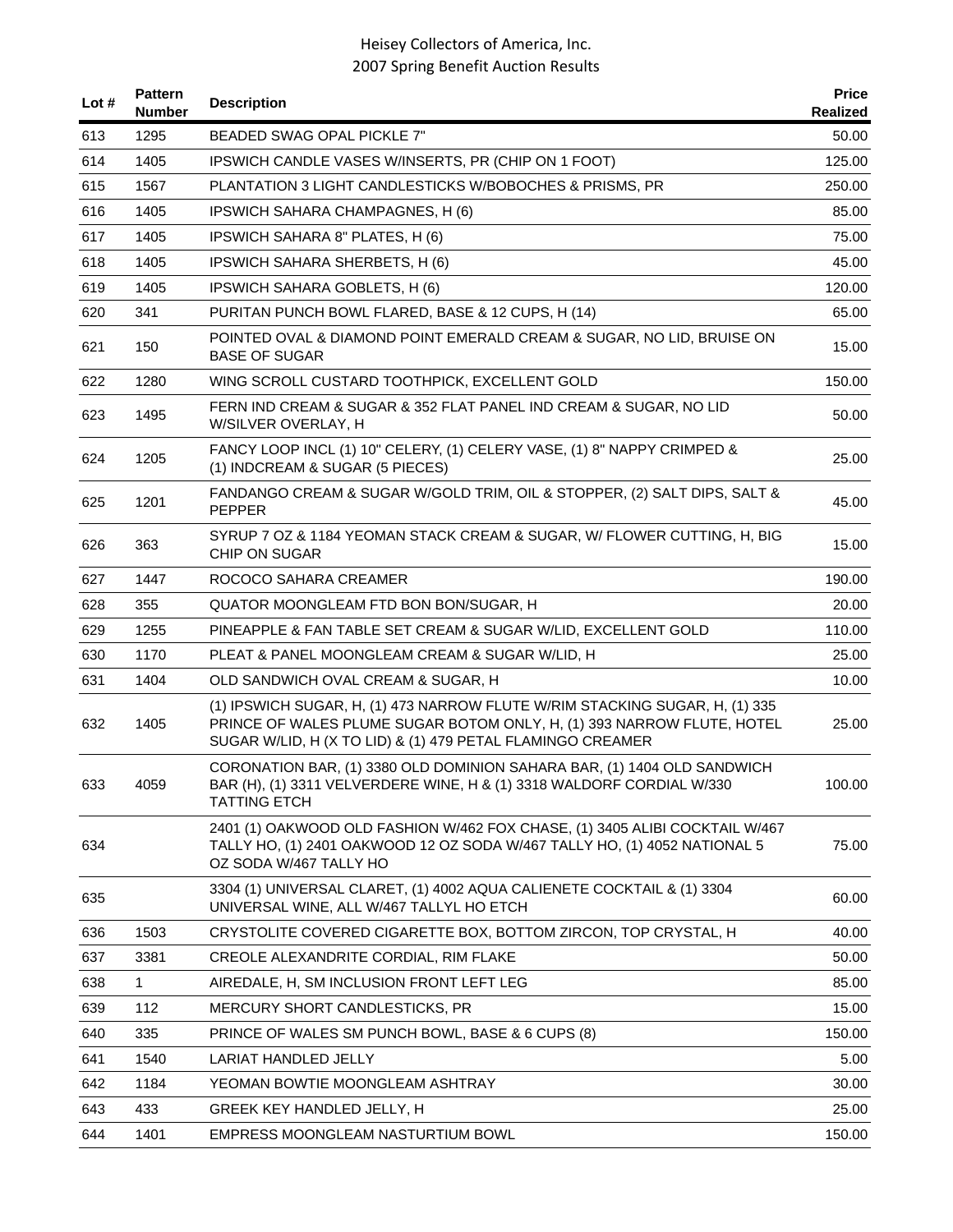| Lot # | Pattern Number | Description | Price Realized |
|---|---|---|---|
| 613 | 1295 | BEADED SWAG OPAL PICKLE 7" | 50.00 |
| 614 | 1405 | IPSWICH CANDLE VASES W/INSERTS, PR (CHIP ON 1 FOOT) | 125.00 |
| 615 | 1567 | PLANTATION 3 LIGHT CANDLESTICKS W/BOBOCHES & PRISMS, PR | 250.00 |
| 616 | 1405 | IPSWICH SAHARA CHAMPAGNES, H (6) | 85.00 |
| 617 | 1405 | IPSWICH SAHARA 8" PLATES, H (6) | 75.00 |
| 618 | 1405 | IPSWICH SAHARA SHERBETS, H (6) | 45.00 |
| 619 | 1405 | IPSWICH SAHARA GOBLETS, H (6) | 120.00 |
| 620 | 341 | PURITAN PUNCH BOWL FLARED, BASE & 12 CUPS, H (14) | 65.00 |
| 621 | 150 | POINTED OVAL & DIAMOND POINT EMERALD CREAM & SUGAR, NO LID, BRUISE ON BASE OF SUGAR | 15.00 |
| 622 | 1280 | WING SCROLL CUSTARD TOOTHPICK, EXCELLENT GOLD | 150.00 |
| 623 | 1495 | FERN IND CREAM & SUGAR & 352 FLAT PANEL IND CREAM & SUGAR, NO LID W/SILVER OVERLAY, H | 50.00 |
| 624 | 1205 | FANCY LOOP INCL (1) 10" CELERY, (1) CELERY VASE, (1) 8" NAPPY CRIMPED & (1) INDCREAM & SUGAR (5 PIECES) | 25.00 |
| 625 | 1201 | FANDANGO CREAM & SUGAR W/GOLD TRIM, OIL & STOPPER, (2) SALT DIPS, SALT & PEPPER | 45.00 |
| 626 | 363 | SYRUP 7 OZ & 1184 YEOMAN STACK CREAM & SUGAR, W/ FLOWER CUTTING, H, BIG CHIP ON SUGAR | 15.00 |
| 627 | 1447 | ROCOCO SAHARA CREAMER | 190.00 |
| 628 | 355 | QUATOR MOONGLEAM FTD BON BON/SUGAR, H | 20.00 |
| 629 | 1255 | PINEAPPLE & FAN TABLE SET CREAM & SUGAR W/LID, EXCELLENT GOLD | 110.00 |
| 630 | 1170 | PLEAT & PANEL MOONGLEAM CREAM & SUGAR W/LID, H | 25.00 |
| 631 | 1404 | OLD SANDWICH OVAL CREAM & SUGAR, H | 10.00 |
| 632 | 1405 | (1) IPSWICH SUGAR, H, (1) 473 NARROW FLUTE W/RIM STACKING SUGAR, H, (1) 335 PRINCE OF WALES PLUME SUGAR BOTOM ONLY, H, (1) 393 NARROW FLUTE, HOTEL SUGAR W/LID, H (X TO LID) & (1) 479 PETAL FLAMINGO CREAMER | 25.00 |
| 633 | 4059 | CORONATION BAR, (1) 3380 OLD DOMINION SAHARA BAR, (1) 1404 OLD SANDWICH BAR (H), (1) 3311 VELVERDERE WINE, H & (1) 3318 WALDORF CORDIAL W/330 TATTING ETCH | 100.00 |
| 634 | | 2401 (1) OAKWOOD OLD FASHION W/462 FOX CHASE, (1) 3405 ALIBI COCKTAIL W/467 TALLY HO, (1) 2401 OAKWOOD 12 OZ SODA W/467 TALLY HO, (1) 4052 NATIONAL 5 OZ SODA W/467 TALLY HO | 75.00 |
| 635 | | 3304 (1) UNIVERSAL CLARET, (1) 4002 AQUA CALIENETE COCKTAIL & (1) 3304 UNIVERSAL WINE, ALL W/467 TALLYL HO ETCH | 60.00 |
| 636 | 1503 | CRYSTOLITE COVERED CIGARETTE BOX, BOTTOM ZIRCON, TOP CRYSTAL, H | 40.00 |
| 637 | 3381 | CREOLE ALEXANDRITE CORDIAL, RIM FLAKE | 50.00 |
| 638 | 1 | AIREDALE, H, SM INCLUSION FRONT LEFT LEG | 85.00 |
| 639 | 112 | MERCURY SHORT CANDLESTICKS, PR | 15.00 |
| 640 | 335 | PRINCE OF WALES SM PUNCH BOWL, BASE & 6 CUPS (8) | 150.00 |
| 641 | 1540 | LARIAT HANDLED JELLY | 5.00 |
| 642 | 1184 | YEOMAN BOWTIE MOONGLEAM ASHTRAY | 30.00 |
| 643 | 433 | GREEK KEY HANDLED JELLY, H | 25.00 |
| 644 | 1401 | EMPRESS MOONGLEAM NASTURTIUM BOWL | 150.00 |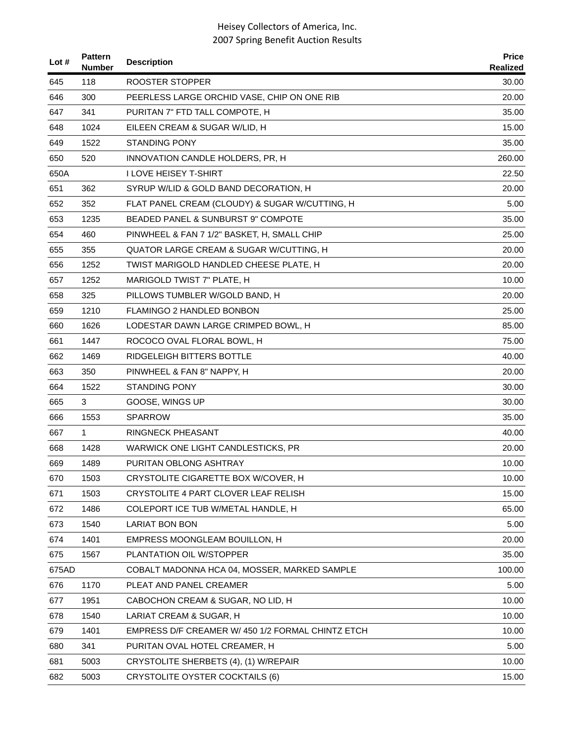| Lot # | Pattern Number | Description | Price Realized |
|---|---|---|---|
| 645 | 118 | ROOSTER STOPPER | 30.00 |
| 646 | 300 | PEERLESS LARGE ORCHID VASE, CHIP ON ONE RIB | 20.00 |
| 647 | 341 | PURITAN 7" FTD TALL COMPOTE, H | 35.00 |
| 648 | 1024 | EILEEN CREAM & SUGAR W/LID, H | 15.00 |
| 649 | 1522 | STANDING PONY | 35.00 |
| 650 | 520 | INNOVATION CANDLE HOLDERS, PR, H | 260.00 |
| 650A | | I LOVE HEISEY T-SHIRT | 22.50 |
| 651 | 362 | SYRUP W/LID & GOLD BAND DECORATION, H | 20.00 |
| 652 | 352 | FLAT PANEL CREAM (CLOUDY) & SUGAR W/CUTTING, H | 5.00 |
| 653 | 1235 | BEADED PANEL & SUNBURST 9" COMPOTE | 35.00 |
| 654 | 460 | PINWHEEL & FAN 7 1/2" BASKET, H, SMALL CHIP | 25.00 |
| 655 | 355 | QUATOR LARGE CREAM & SUGAR W/CUTTING, H | 20.00 |
| 656 | 1252 | TWIST MARIGOLD HANDLED CHEESE PLATE, H | 20.00 |
| 657 | 1252 | MARIGOLD TWIST 7" PLATE, H | 10.00 |
| 658 | 325 | PILLOWS TUMBLER W/GOLD BAND, H | 20.00 |
| 659 | 1210 | FLAMINGO 2 HANDLED BONBON | 25.00 |
| 660 | 1626 | LODESTAR DAWN LARGE CRIMPED BOWL, H | 85.00 |
| 661 | 1447 | ROCOCO OVAL FLORAL BOWL, H | 75.00 |
| 662 | 1469 | RIDGELEIGH BITTERS BOTTLE | 40.00 |
| 663 | 350 | PINWHEEL & FAN 8" NAPPY, H | 20.00 |
| 664 | 1522 | STANDING PONY | 30.00 |
| 665 | 3 | GOOSE, WINGS UP | 30.00 |
| 666 | 1553 | SPARROW | 35.00 |
| 667 | 1 | RINGNECK PHEASANT | 40.00 |
| 668 | 1428 | WARWICK ONE LIGHT CANDLESTICKS, PR | 20.00 |
| 669 | 1489 | PURITAN OBLONG ASHTRAY | 10.00 |
| 670 | 1503 | CRYSTOLITE CIGARETTE BOX W/COVER, H | 10.00 |
| 671 | 1503 | CRYSTOLITE 4 PART CLOVER LEAF RELISH | 15.00 |
| 672 | 1486 | COLEPORT ICE TUB W/METAL HANDLE, H | 65.00 |
| 673 | 1540 | LARIAT BON BON | 5.00 |
| 674 | 1401 | EMPRESS MOONGLEAM BOUILLON, H | 20.00 |
| 675 | 1567 | PLANTATION OIL W/STOPPER | 35.00 |
| 675AD | | COBALT MADONNA HCA 04, MOSSER, MARKED SAMPLE | 100.00 |
| 676 | 1170 | PLEAT AND PANEL CREAMER | 5.00 |
| 677 | 1951 | CABOCHON CREAM & SUGAR, NO LID, H | 10.00 |
| 678 | 1540 | LARIAT CREAM & SUGAR, H | 10.00 |
| 679 | 1401 | EMPRESS D/F CREAMER W/ 450 1/2 FORMAL CHINTZ ETCH | 10.00 |
| 680 | 341 | PURITAN OVAL HOTEL CREAMER, H | 5.00 |
| 681 | 5003 | CRYSTOLITE SHERBETS (4), (1) W/REPAIR | 10.00 |
| 682 | 5003 | CRYSTOLITE OYSTER COCKTAILS (6) | 15.00 |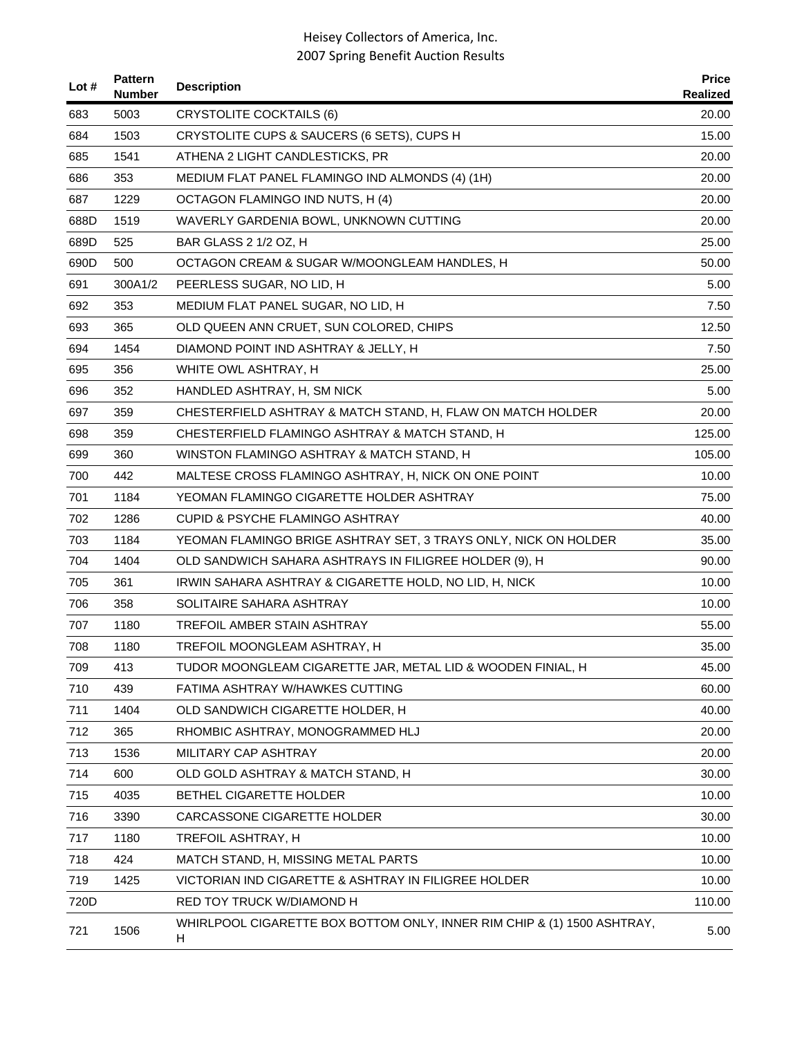| Lot # | Pattern Number | Description | Price Realized |
|---|---|---|---|
| 683 | 5003 | CRYSTOLITE COCKTAILS (6) | 20.00 |
| 684 | 1503 | CRYSTOLITE CUPS & SAUCERS (6 SETS), CUPS H | 15.00 |
| 685 | 1541 | ATHENA 2 LIGHT CANDLESTICKS, PR | 20.00 |
| 686 | 353 | MEDIUM FLAT PANEL FLAMINGO IND ALMONDS (4) (1H) | 20.00 |
| 687 | 1229 | OCTAGON FLAMINGO IND NUTS, H (4) | 20.00 |
| 688D | 1519 | WAVERLY GARDENIA BOWL, UNKNOWN CUTTING | 20.00 |
| 689D | 525 | BAR GLASS 2 1/2 OZ, H | 25.00 |
| 690D | 500 | OCTAGON CREAM & SUGAR W/MOONGLEAM HANDLES, H | 50.00 |
| 691 | 300A1/2 | PEERLESS SUGAR, NO LID, H | 5.00 |
| 692 | 353 | MEDIUM FLAT PANEL SUGAR, NO LID, H | 7.50 |
| 693 | 365 | OLD QUEEN ANN CRUET, SUN COLORED, CHIPS | 12.50 |
| 694 | 1454 | DIAMOND POINT IND ASHTRAY & JELLY, H | 7.50 |
| 695 | 356 | WHITE OWL ASHTRAY, H | 25.00 |
| 696 | 352 | HANDLED ASHTRAY, H, SM NICK | 5.00 |
| 697 | 359 | CHESTERFIELD ASHTRAY & MATCH STAND, H, FLAW ON MATCH HOLDER | 20.00 |
| 698 | 359 | CHESTERFIELD FLAMINGO ASHTRAY & MATCH STAND, H | 125.00 |
| 699 | 360 | WINSTON FLAMINGO ASHTRAY & MATCH STAND, H | 105.00 |
| 700 | 442 | MALTESE CROSS FLAMINGO ASHTRAY, H, NICK ON ONE POINT | 10.00 |
| 701 | 1184 | YEOMAN FLAMINGO CIGARETTE HOLDER ASHTRAY | 75.00 |
| 702 | 1286 | CUPID & PSYCHE FLAMINGO ASHTRAY | 40.00 |
| 703 | 1184 | YEOMAN FLAMINGO BRIGE ASHTRAY SET, 3 TRAYS ONLY, NICK ON HOLDER | 35.00 |
| 704 | 1404 | OLD SANDWICH SAHARA ASHTRAYS IN FILIGREE HOLDER (9), H | 90.00 |
| 705 | 361 | IRWIN SAHARA ASHTRAY & CIGARETTE HOLD, NO LID, H, NICK | 10.00 |
| 706 | 358 | SOLITAIRE SAHARA ASHTRAY | 10.00 |
| 707 | 1180 | TREFOIL AMBER STAIN ASHTRAY | 55.00 |
| 708 | 1180 | TREFOIL MOONGLEAM ASHTRAY, H | 35.00 |
| 709 | 413 | TUDOR MOONGLEAM CIGARETTE JAR, METAL LID & WOODEN FINIAL, H | 45.00 |
| 710 | 439 | FATIMA ASHTRAY W/HAWKES CUTTING | 60.00 |
| 711 | 1404 | OLD SANDWICH CIGARETTE HOLDER, H | 40.00 |
| 712 | 365 | RHOMBIC ASHTRAY, MONOGRAMMED HLJ | 20.00 |
| 713 | 1536 | MILITARY CAP ASHTRAY | 20.00 |
| 714 | 600 | OLD GOLD ASHTRAY & MATCH STAND, H | 30.00 |
| 715 | 4035 | BETHEL CIGARETTE HOLDER | 10.00 |
| 716 | 3390 | CARCASSONE CIGARETTE HOLDER | 30.00 |
| 717 | 1180 | TREFOIL ASHTRAY, H | 10.00 |
| 718 | 424 | MATCH STAND, H, MISSING METAL PARTS | 10.00 |
| 719 | 1425 | VICTORIAN IND CIGARETTE & ASHTRAY IN FILIGREE HOLDER | 10.00 |
| 720D | | RED TOY TRUCK W/DIAMOND H | 110.00 |
| 721 | 1506 | WHIRLPOOL CIGARETTE BOX BOTTOM ONLY, INNER RIM CHIP & (1) 1500 ASHTRAY, H | 5.00 |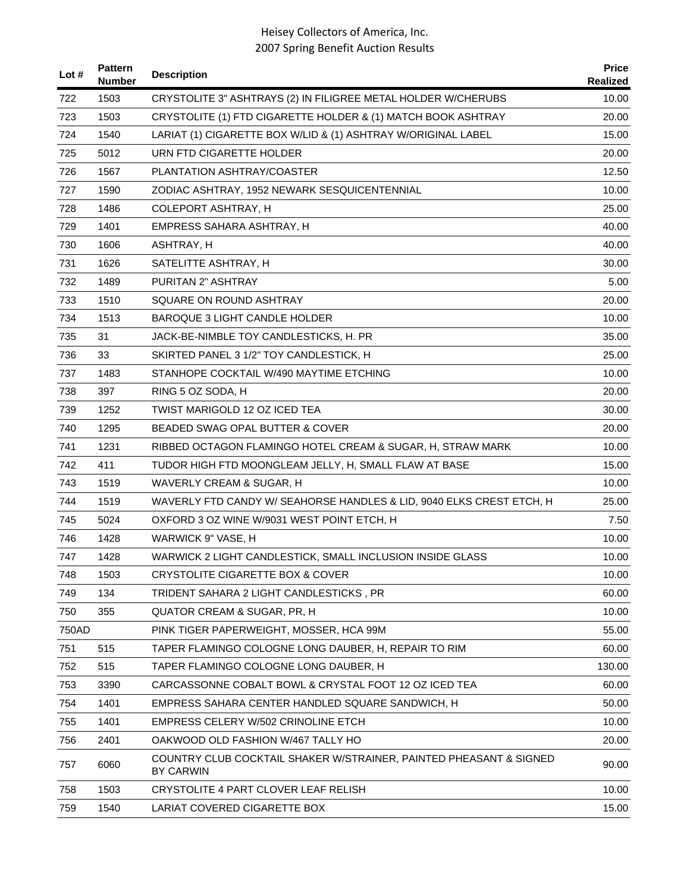| Lot # | Pattern Number | Description | Price Realized |
|---|---|---|---|
| 722 | 1503 | CRYSTOLITE 3" ASHTRAYS (2) IN FILIGREE METAL HOLDER W/CHERUBS | 10.00 |
| 723 | 1503 | CRYSTOLITE (1) FTD CIGARETTE HOLDER & (1) MATCH BOOK ASHTRAY | 20.00 |
| 724 | 1540 | LARIAT (1) CIGARETTE BOX W/LID & (1) ASHTRAY W/ORIGINAL LABEL | 15.00 |
| 725 | 5012 | URN FTD CIGARETTE HOLDER | 20.00 |
| 726 | 1567 | PLANTATION ASHTRAY/COASTER | 12.50 |
| 727 | 1590 | ZODIAC ASHTRAY, 1952 NEWARK SESQUICENTENNIAL | 10.00 |
| 728 | 1486 | COLEPORT ASHTRAY, H | 25.00 |
| 729 | 1401 | EMPRESS SAHARA ASHTRAY, H | 40.00 |
| 730 | 1606 | ASHTRAY, H | 40.00 |
| 731 | 1626 | SATELITTE ASHTRAY, H | 30.00 |
| 732 | 1489 | PURITAN 2" ASHTRAY | 5.00 |
| 733 | 1510 | SQUARE ON ROUND ASHTRAY | 20.00 |
| 734 | 1513 | BAROQUE 3 LIGHT CANDLE HOLDER | 10.00 |
| 735 | 31 | JACK-BE-NIMBLE TOY CANDLESTICKS, H. PR | 35.00 |
| 736 | 33 | SKIRTED PANEL 3 1/2" TOY CANDLESTICK, H | 25.00 |
| 737 | 1483 | STANHOPE COCKTAIL W/490 MAYTIME ETCHING | 10.00 |
| 738 | 397 | RING 5 OZ SODA, H | 20.00 |
| 739 | 1252 | TWIST MARIGOLD 12 OZ ICED TEA | 30.00 |
| 740 | 1295 | BEADED SWAG OPAL BUTTER & COVER | 20.00 |
| 741 | 1231 | RIBBED OCTAGON FLAMINGO HOTEL CREAM & SUGAR, H, STRAW MARK | 10.00 |
| 742 | 411 | TUDOR HIGH FTD MOONGLEAM JELLY, H, SMALL FLAW AT BASE | 15.00 |
| 743 | 1519 | WAVERLY CREAM & SUGAR, H | 10.00 |
| 744 | 1519 | WAVERLY FTD CANDY W/ SEAHORSE HANDLES & LID, 9040 ELKS CREST ETCH, H | 25.00 |
| 745 | 5024 | OXFORD 3 OZ WINE W/9031 WEST POINT ETCH, H | 7.50 |
| 746 | 1428 | WARWICK 9" VASE, H | 10.00 |
| 747 | 1428 | WARWICK 2 LIGHT CANDLESTICK, SMALL INCLUSION INSIDE GLASS | 10.00 |
| 748 | 1503 | CRYSTOLITE CIGARETTE BOX & COVER | 10.00 |
| 749 | 134 | TRIDENT SAHARA 2 LIGHT CANDLESTICKS , PR | 60.00 |
| 750 | 355 | QUATOR CREAM & SUGAR, PR, H | 10.00 |
| 750AD | | PINK TIGER PAPERWEIGHT, MOSSER, HCA 99M | 55.00 |
| 751 | 515 | TAPER FLAMINGO COLOGNE LONG DAUBER, H, REPAIR TO RIM | 60.00 |
| 752 | 515 | TAPER FLAMINGO COLOGNE LONG DAUBER, H | 130.00 |
| 753 | 3390 | CARCASSONNE COBALT BOWL & CRYSTAL FOOT 12 OZ ICED TEA | 60.00 |
| 754 | 1401 | EMPRESS SAHARA CENTER HANDLED SQUARE SANDWICH, H | 50.00 |
| 755 | 1401 | EMPRESS CELERY W/502 CRINOLINE ETCH | 10.00 |
| 756 | 2401 | OAKWOOD OLD FASHION W/467 TALLY HO | 20.00 |
| 757 | 6060 | COUNTRY CLUB COCKTAIL SHAKER W/STRAINER, PAINTED PHEASANT & SIGNED BY CARWIN | 90.00 |
| 758 | 1503 | CRYSTOLITE 4 PART CLOVER LEAF RELISH | 10.00 |
| 759 | 1540 | LARIAT COVERED CIGARETTE BOX | 15.00 |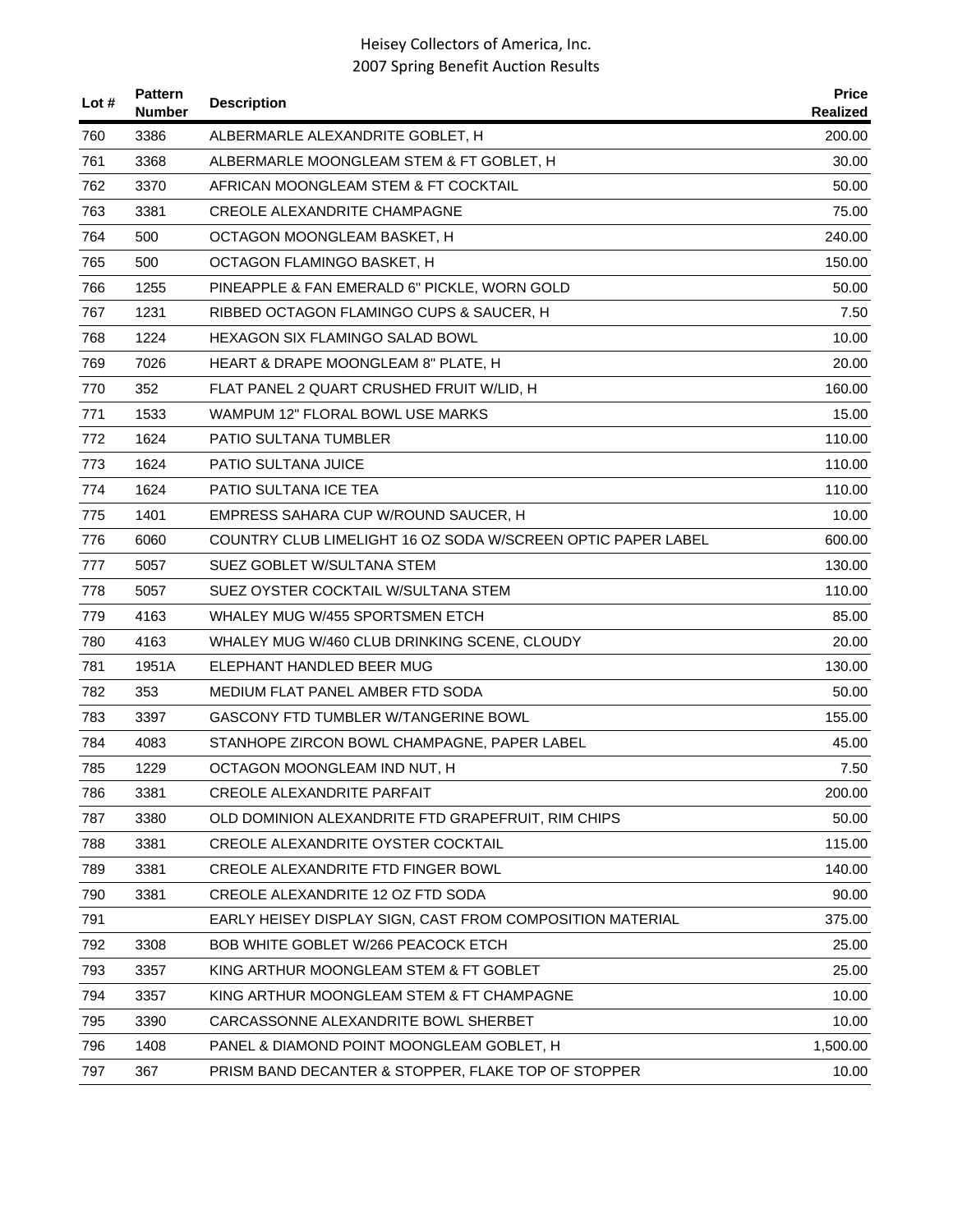| Lot # | Pattern Number | Description | Price Realized |
|---|---|---|---|
| 760 | 3386 | ALBERMARLE ALEXANDRITE GOBLET, H | 200.00 |
| 761 | 3368 | ALBERMARLE MOONGLEAM STEM & FT GOBLET, H | 30.00 |
| 762 | 3370 | AFRICAN MOONGLEAM STEM & FT COCKTAIL | 50.00 |
| 763 | 3381 | CREOLE ALEXANDRITE CHAMPAGNE | 75.00 |
| 764 | 500 | OCTAGON MOONGLEAM BASKET, H | 240.00 |
| 765 | 500 | OCTAGON FLAMINGO BASKET, H | 150.00 |
| 766 | 1255 | PINEAPPLE & FAN EMERALD 6" PICKLE, WORN GOLD | 50.00 |
| 767 | 1231 | RIBBED OCTAGON FLAMINGO CUPS & SAUCER, H | 7.50 |
| 768 | 1224 | HEXAGON SIX FLAMINGO SALAD BOWL | 10.00 |
| 769 | 7026 | HEART & DRAPE MOONGLEAM 8" PLATE, H | 20.00 |
| 770 | 352 | FLAT PANEL 2 QUART CRUSHED FRUIT W/LID, H | 160.00 |
| 771 | 1533 | WAMPUM 12" FLORAL BOWL USE MARKS | 15.00 |
| 772 | 1624 | PATIO SULTANA TUMBLER | 110.00 |
| 773 | 1624 | PATIO SULTANA JUICE | 110.00 |
| 774 | 1624 | PATIO SULTANA ICE TEA | 110.00 |
| 775 | 1401 | EMPRESS SAHARA CUP W/ROUND SAUCER, H | 10.00 |
| 776 | 6060 | COUNTRY CLUB LIMELIGHT 16 OZ SODA W/SCREEN OPTIC PAPER LABEL | 600.00 |
| 777 | 5057 | SUEZ GOBLET W/SULTANA STEM | 130.00 |
| 778 | 5057 | SUEZ OYSTER COCKTAIL W/SULTANA STEM | 110.00 |
| 779 | 4163 | WHALEY MUG W/455 SPORTSMEN ETCH | 85.00 |
| 780 | 4163 | WHALEY MUG W/460 CLUB DRINKING SCENE, CLOUDY | 20.00 |
| 781 | 1951A | ELEPHANT HANDLED BEER MUG | 130.00 |
| 782 | 353 | MEDIUM FLAT PANEL AMBER FTD SODA | 50.00 |
| 783 | 3397 | GASCONY FTD TUMBLER W/TANGERINE BOWL | 155.00 |
| 784 | 4083 | STANHOPE ZIRCON BOWL CHAMPAGNE, PAPER LABEL | 45.00 |
| 785 | 1229 | OCTAGON MOONGLEAM IND NUT, H | 7.50 |
| 786 | 3381 | CREOLE ALEXANDRITE PARFAIT | 200.00 |
| 787 | 3380 | OLD DOMINION ALEXANDRITE FTD GRAPEFRUIT, RIM CHIPS | 50.00 |
| 788 | 3381 | CREOLE ALEXANDRITE OYSTER COCKTAIL | 115.00 |
| 789 | 3381 | CREOLE ALEXANDRITE FTD FINGER BOWL | 140.00 |
| 790 | 3381 | CREOLE ALEXANDRITE 12 OZ FTD SODA | 90.00 |
| 791 | | EARLY HEISEY DISPLAY SIGN, CAST FROM COMPOSITION MATERIAL | 375.00 |
| 792 | 3308 | BOB WHITE GOBLET W/266 PEACOCK ETCH | 25.00 |
| 793 | 3357 | KING ARTHUR MOONGLEAM STEM & FT GOBLET | 25.00 |
| 794 | 3357 | KING ARTHUR MOONGLEAM STEM & FT CHAMPAGNE | 10.00 |
| 795 | 3390 | CARCASSONNE ALEXANDRITE BOWL SHERBET | 10.00 |
| 796 | 1408 | PANEL & DIAMOND POINT MOONGLEAM GOBLET, H | 1,500.00 |
| 797 | 367 | PRISM BAND DECANTER & STOPPER, FLAKE TOP OF STOPPER | 10.00 |